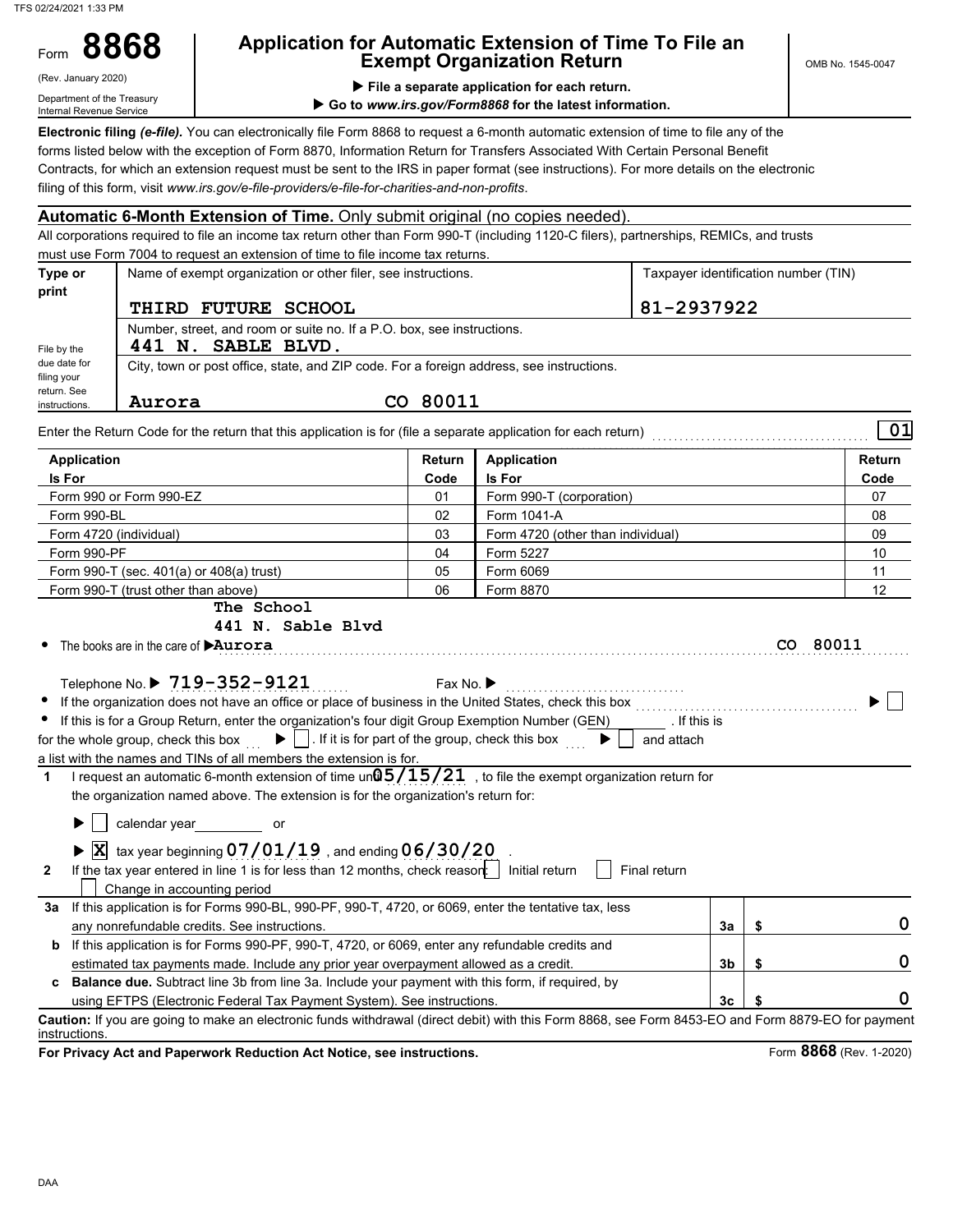Form **8868**

(Rev. January 2020)

Department of the Treasury
Internal Revenue Service

# Application for Automatic Extension of Time To File an Exempt Organization Return

▶ File a separate application for each return.

▶ Go to *www.irs.gov/Form8868* for the latest information.

OMB No. 1545-0047

**Electronic filing *(e-file)*.** You can electronically file Form 8868 to request a 6-month automatic extension of time to file any of the forms listed below with the exception of Form 8870, Information Return for Transfers Associated With Certain Personal Benefit Contracts, for which an extension request must be sent to the IRS in paper format (see instructions). For more details on the electronic filing of this form, visit *www.irs.gov/e-file-providers/e-file-for-charities-and-non-profits*.

**Automatic 6-Month Extension of Time.** Only submit original (no copies needed).

All corporations required to file an income tax return other than Form 990-T (including 1120-C filers), partnerships, REMICs, and trusts must use Form 7004 to request an extension of time to file income tax returns.

| Type or print | Name of exempt organization or other filer, see instructions. | Taxpayer identification number (TIN) |
|---|---|---|
| | THIRD FUTURE SCHOOL | 81-2937922 |
| File by the due date for filing your return. See instructions. | Number, street, and room or suite no. If a P.O. box, see instructions. 441 N. SABLE BLVD. | |
| | City, town or post office, state, and ZIP code. For a foreign address, see instructions. Aurora CO 80011 | |

Enter the Return Code for the return that this application is for (file a separate application for each return) .......... **01**

| Application Is For | Return Code | Application Is For | Return Code |
|---|---|---|---|
| Form 990 or Form 990-EZ | 01 | Form 990-T (corporation) | 07 |
| Form 990-BL | 02 | Form 1041-A | 08 |
| Form 4720 (individual) | 03 | Form 4720 (other than individual) | 09 |
| Form 990-PF | 04 | Form 5227 | 10 |
| Form 990-T (sec. 401(a) or 408(a) trust) | 05 | Form 6069 | 11 |
| Form 990-T (trust other than above) | 06 | Form 8870 | 12 |

- The books are in the care of ▶ The School 441 N. Sable Blvd Aurora CO 80011

  Telephone No. ▶ 719-352-9121 Fax No. ▶
- If the organization does not have an office or place of business in the United States, check this box ▶ ☐
- If this is for a Group Return, enter the organization's four digit Group Exemption Number (GEN) ______ . If this is for the whole group, check this box ▶ ☐ . If it is for part of the group, check this box ▶ ☐ and attach a list with the names and TINs of all members the extension is for.

**1** I request an automatic 6-month extension of time until 05/15/21 , to file the exempt organization return for the organization named above. The extension is for the organization's return for:

▶ ☐ calendar year ______ or

▶ ☒ tax year beginning 07/01/19 , and ending 06/30/20 .

**2** If the tax year entered in line 1 is for less than 12 months, check reason: ☐ Initial return ☐ Final return ☐ Change in accounting period

| | | | |
|---|---|---|---|
| **3a** If this application is for Forms 990-BL, 990-PF, 990-T, 4720, or 6069, enter the tentative tax, less any nonrefundable credits. See instructions. | 3a | $ | 0 |
| **b** If this application is for Forms 990-PF, 990-T, 4720, or 6069, enter any refundable credits and estimated tax payments made. Include any prior year overpayment allowed as a credit. | 3b | $ | 0 |
| **c** **Balance due.** Subtract line 3b from line 3a. Include your payment with this form, if required, by using EFTPS (Electronic Federal Tax Payment System). See instructions. | 3c | $ | 0 |

**Caution:** If you are going to make an electronic funds withdrawal (direct debit) with this Form 8868, see Form 8453-EO and Form 8879-EO for payment instructions.

**For Privacy Act and Paperwork Reduction Act Notice, see instructions.** Form **8868** (Rev. 1-2020)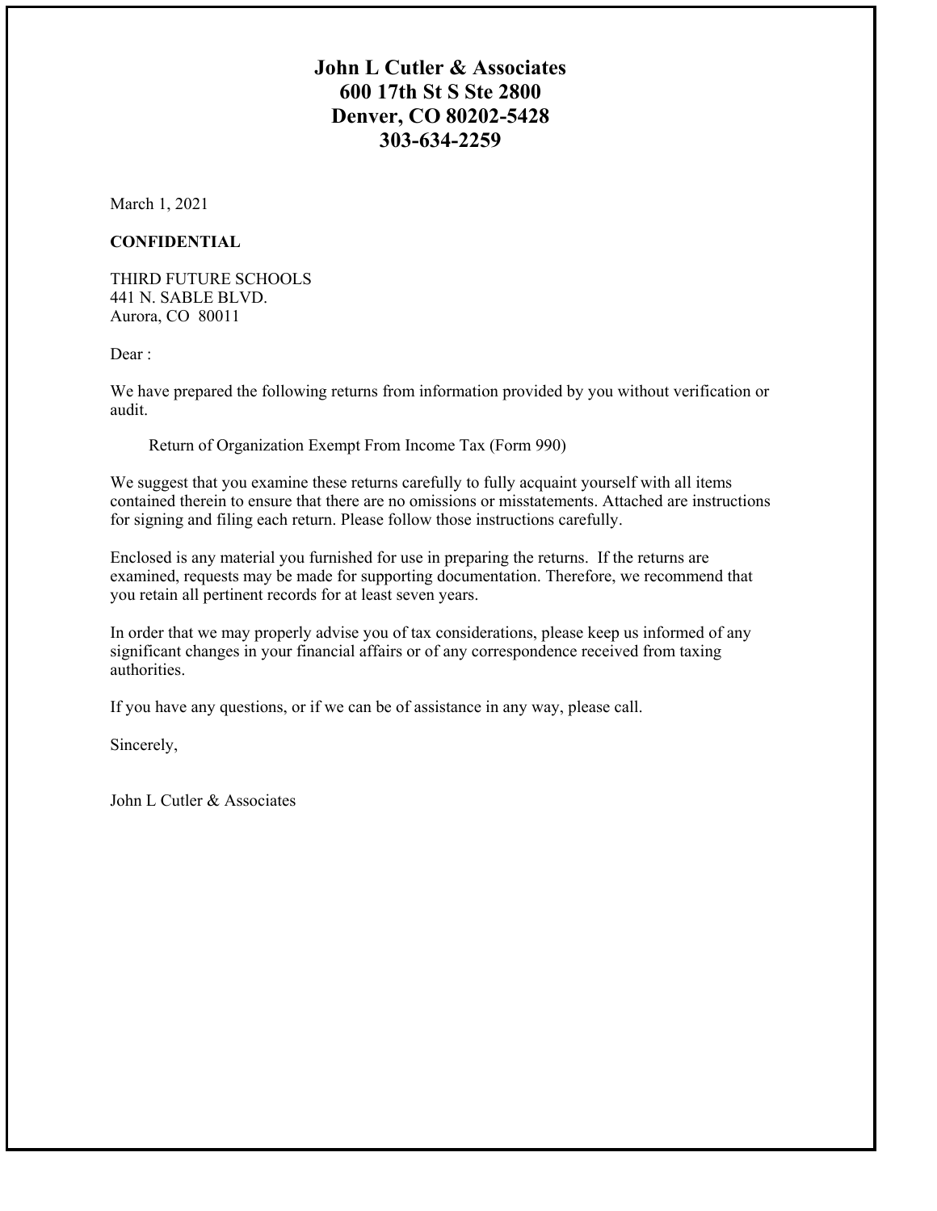**John L Cutler & Associates**
**600 17th St S Ste 2800**
**Denver, CO 80202-5428**
**303-634-2259**

March 1, 2021

**CONFIDENTIAL**

THIRD FUTURE SCHOOLS
441 N. SABLE BLVD.
Aurora, CO 80011

Dear :

We have prepared the following returns from information provided by you without verification or audit.

Return of Organization Exempt From Income Tax (Form 990)

We suggest that you examine these returns carefully to fully acquaint yourself with all items contained therein to ensure that there are no omissions or misstatements. Attached are instructions for signing and filing each return. Please follow those instructions carefully.

Enclosed is any material you furnished for use in preparing the returns. If the returns are examined, requests may be made for supporting documentation. Therefore, we recommend that you retain all pertinent records for at least seven years.

In order that we may properly advise you of tax considerations, please keep us informed of any significant changes in your financial affairs or of any correspondence received from taxing authorities.

If you have any questions, or if we can be of assistance in any way, please call.

Sincerely,

John L Cutler & Associates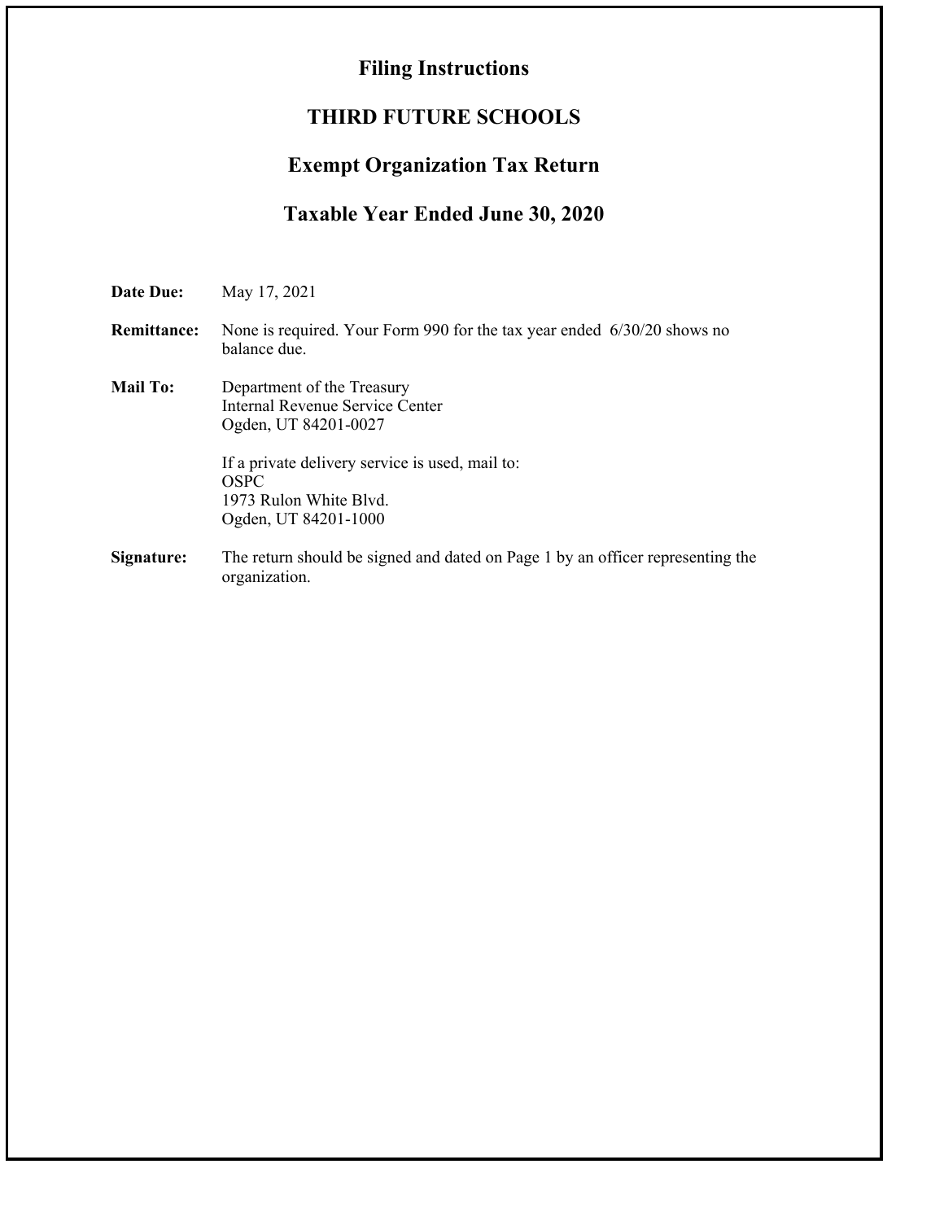# Filing Instructions

# THIRD FUTURE SCHOOLS

## Exempt Organization Tax Return

## Taxable Year Ended June 30, 2020

**Date Due:** May 17, 2021

**Remittance:** None is required. Your Form 990 for the tax year ended 6/30/20 shows no balance due.

**Mail To:** Department of the Treasury
Internal Revenue Service Center
Ogden, UT 84201-0027

If a private delivery service is used, mail to:
OSPC
1973 Rulon White Blvd.
Ogden, UT 84201-1000

**Signature:** The return should be signed and dated on Page 1 by an officer representing the organization.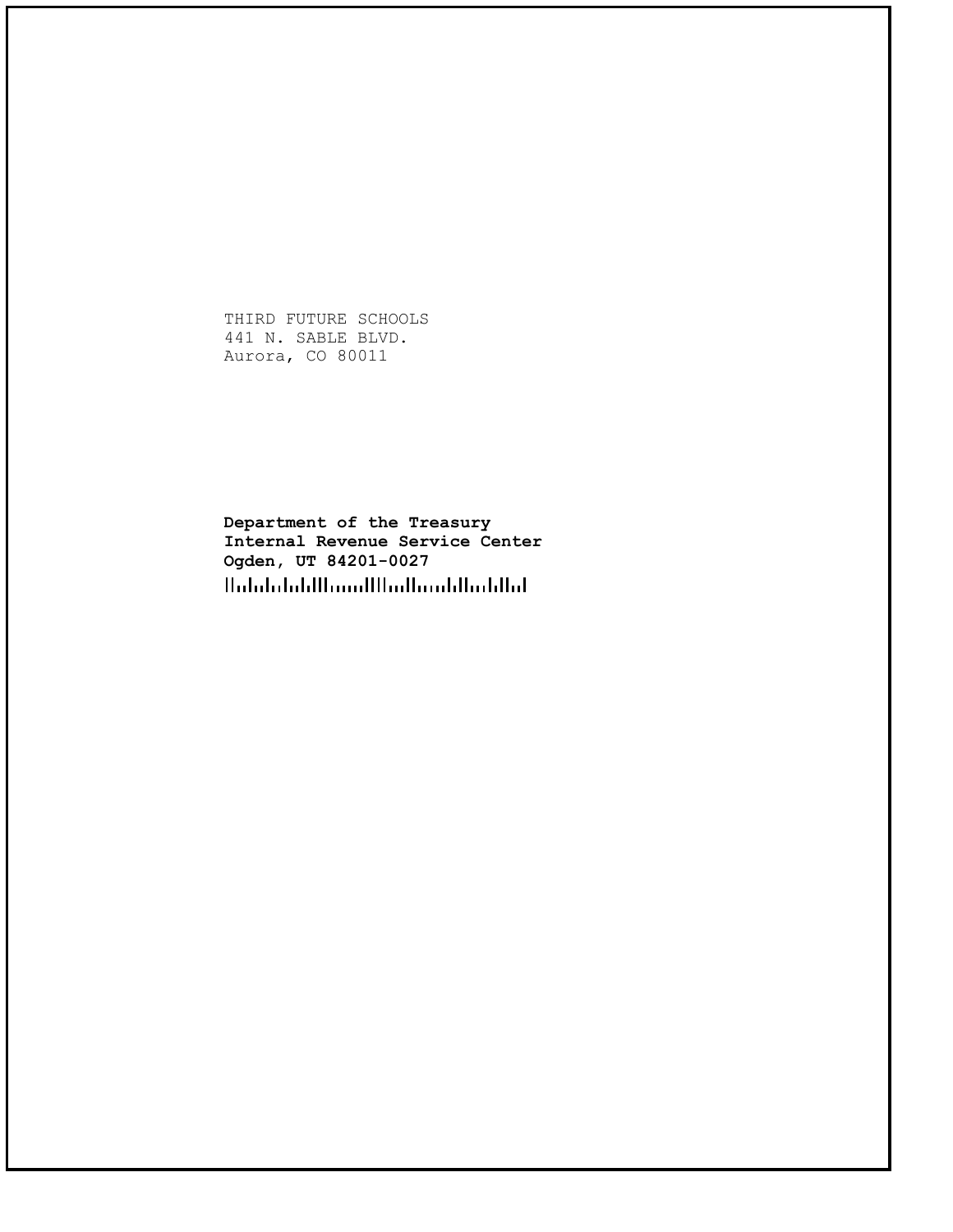THIRD FUTURE SCHOOLS
441 N. SABLE BLVD.
Aurora, CO 80011

**Department of the Treasury**
**Internal Revenue Service Center**
**Ogden, UT 84201-0027**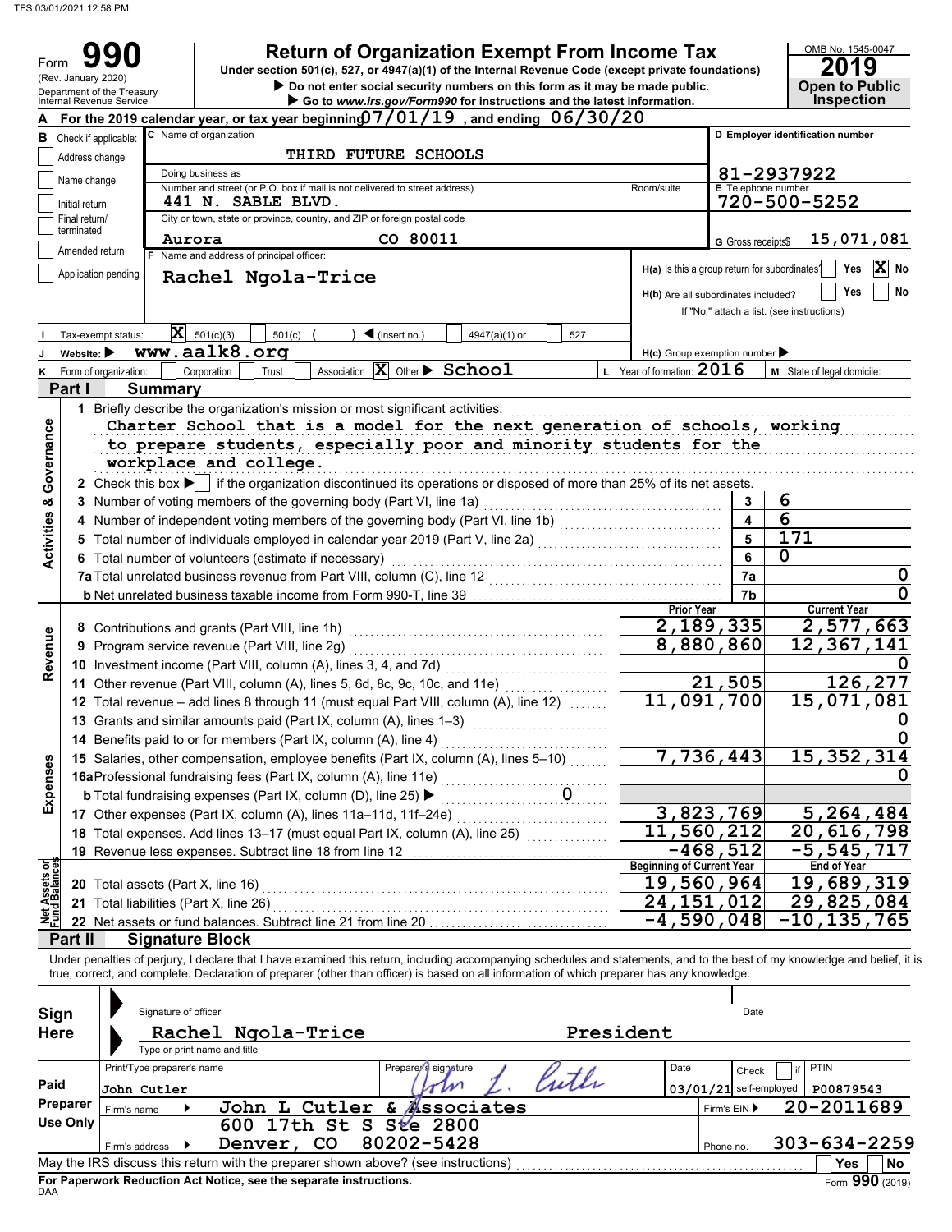TFS 03/01/2021 12:58 PM

# Form 990 — Return of Organization Exempt From Income Tax

(Rev. January 2020) Department of the Treasury Internal Revenue Service

Under section 501(c), 527, or 4947(a)(1) of the Internal Revenue Code (except private foundations)

▶ Do not enter social security numbers on this form as it may be made public.
▶ Go to *www.irs.gov/Form990* for instructions and the latest information.

OMB No. 1545-0047 — **2019** — Open to Public Inspection

**A** For the 2019 calendar year, or tax year beginning 07/01/19, and ending 06/30/20

**B** Check if applicable: ☐ Address change ☐ Name change ☐ Initial return ☐ Final return/terminated ☐ Amended return ☐ Application pending

**C** Name of organization: THIRD FUTURE SCHOOLS

Doing business as:

Number and street (or P.O. box if mail is not delivered to street address): 441 N. SABLE BLVD. Room/suite:

City or town, state or province, country, and ZIP or foreign postal code: Aurora CO 80011

**D** Employer identification number: 81-2937922

**E** Telephone number: 720-500-5252

**G** Gross receipts$ 15,071,081

**F** Name and address of principal officer: Rachel Ngola-Trice

H(a) Is this a group return for subordinates? ☐ Yes ☒ No

H(b) Are all subordinates included? ☐ Yes ☐ No — If "No," attach a list. (see instructions)

**I** Tax-exempt status: ☒ 501(c)(3) ☐ 501(c) ( ) ◀ (insert no.) ☐ 4947(a)(1) or ☐ 527

**J** Website: ▶ www.aalk8.org

H(c) Group exemption number ▶

**K** Form of organization: ☐ Corporation ☐ Trust ☐ Association ☒ Other ▶ School

**L** Year of formation: 2016

**M** State of legal domicile:

## Part I Summary

**Activities & Governance**

1 Briefly describe the organization's mission or most significant activities:
Charter School that is a model for the next generation of schools, working to prepare students, especially poor and minority students for the workplace and college.

2 Check this box ▶ ☐ if the organization discontinued its operations or disposed of more than 25% of its net assets.

| | | | |
|---|---|---|---|
| 3 | Number of voting members of the governing body (Part VI, line 1a) | 3 | 6 |
| 4 | Number of independent voting members of the governing body (Part VI, line 1b) | 4 | 6 |
| 5 | Total number of individuals employed in calendar year 2019 (Part V, line 2a) | 5 | 171 |
| 6 | Total number of volunteers (estimate if necessary) | 6 | 0 |
| 7a | Total unrelated business revenue from Part VIII, column (C), line 12 | 7a | 0 |
| b | Net unrelated business taxable income from Form 990-T, line 39 | 7b | 0 |

**Revenue**

| | | Prior Year | Current Year |
|---|---|---|---|
| 8 | Contributions and grants (Part VIII, line 1h) | 2,189,335 | 2,577,663 |
| 9 | Program service revenue (Part VIII, line 2g) | 8,880,860 | 12,367,141 |
| 10 | Investment income (Part VIII, column (A), lines 3, 4, and 7d) | | 0 |
| 11 | Other revenue (Part VIII, column (A), lines 5, 6d, 8c, 9c, 10c, and 11e) | 21,505 | 126,277 |
| 12 | Total revenue – add lines 8 through 11 (must equal Part VIII, column (A), line 12) | 11,091,700 | 15,071,081 |

**Expenses**

| | | Prior Year | Current Year |
|---|---|---|---|
| 13 | Grants and similar amounts paid (Part IX, column (A), lines 1–3) | | 0 |
| 14 | Benefits paid to or for members (Part IX, column (A), line 4) | | 0 |
| 15 | Salaries, other compensation, employee benefits (Part IX, column (A), lines 5–10) | 7,736,443 | 15,352,314 |
| 16a | Professional fundraising fees (Part IX, column (A), line 11e) | | 0 |
| b | Total fundraising expenses (Part IX, column (D), line 25) ▶ 0 | | |
| 17 | Other expenses (Part IX, column (A), lines 11a–11d, 11f–24e) | 3,823,769 | 5,264,484 |
| 18 | Total expenses. Add lines 13–17 (must equal Part IX, column (A), line 25) | 11,560,212 | 20,616,798 |
| 19 | Revenue less expenses. Subtract line 18 from line 12 | -468,512 | -5,545,717 |

**Net Assets or Fund Balances**

| | | Beginning of Current Year | End of Year |
|---|---|---|---|
| 20 | Total assets (Part X, line 16) | 19,560,964 | 19,689,319 |
| 21 | Total liabilities (Part X, line 26) | 24,151,012 | 29,825,084 |
| 22 | Net assets or fund balances. Subtract line 21 from line 20 | -4,590,048 | -10,135,765 |

## Part II Signature Block

Under penalties of perjury, I declare that I have examined this return, including accompanying schedules and statements, and to the best of my knowledge and belief, it is true, correct, and complete. Declaration of preparer (other than officer) is based on all information of which preparer has any knowledge.

**Sign Here**

Signature of officer — Date

Rachel Ngola-Trice — President

Type or print name and title

**Paid Preparer Use Only**

| Print/Type preparer's name | Preparer's signature | Date | Check ☐ if self-employed | PTIN |
|---|---|---|---|---|
| John Cutler | John L. Cutler | 03/01/21 | | P00879543 |

Firm's name ▶ John L Cutler & Associates — Firm's EIN ▶ 20-2011689

Firm's address ▶ 600 17th St S Ste 2800, Denver, CO 80202-5428 — Phone no. 303-634-2259

May the IRS discuss this return with the preparer shown above? (see instructions) ☐ Yes ☐ No

**For Paperwork Reduction Act Notice, see the separate instructions.**

DAA — Form **990** (2019)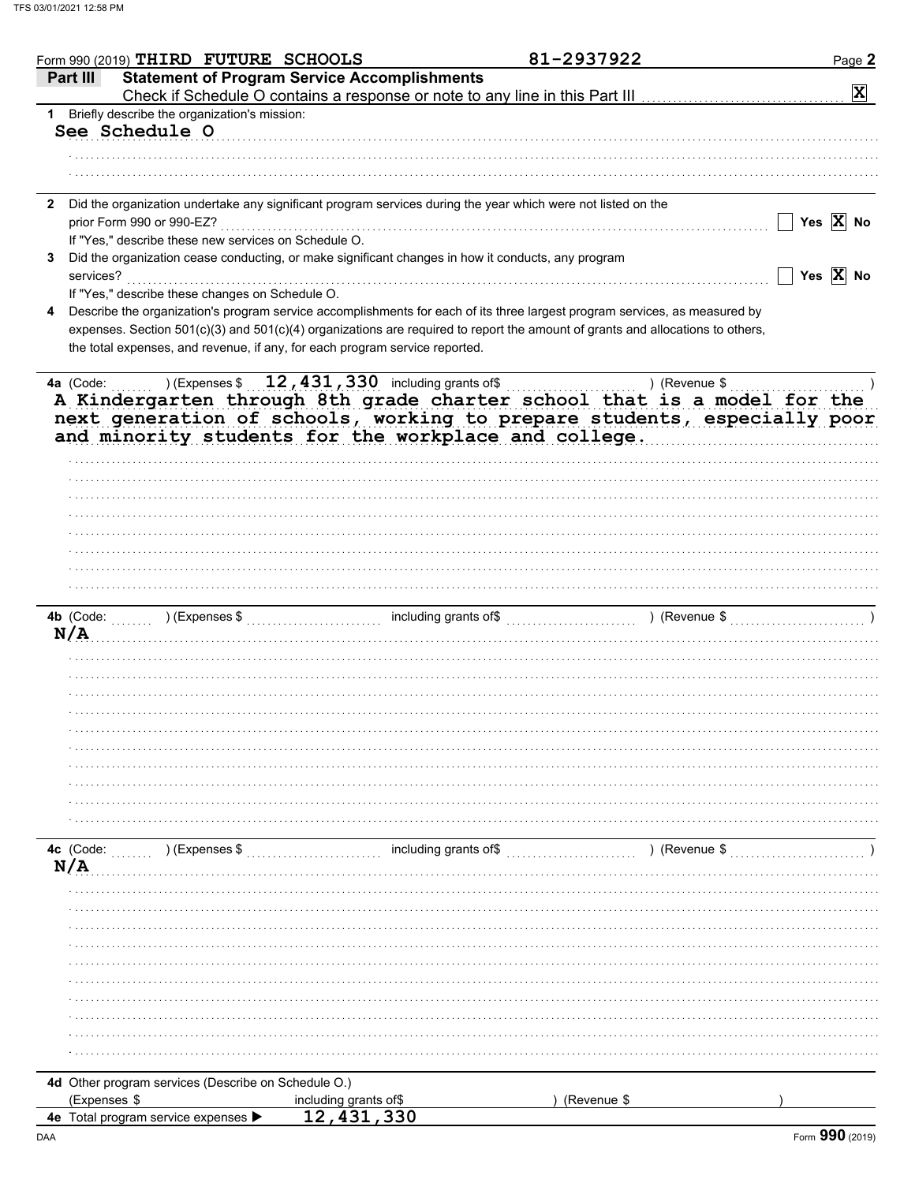Form 990 (2019) THIRD FUTURE SCHOOLS 81-2937922 Page 2

**Part III Statement of Program Service Accomplishments**

Check if Schedule O contains a response or note to any line in this Part III . . . . . . [X]

**1** Briefly describe the organization's mission:

See Schedule O

**2** Did the organization undertake any significant program services during the year which were not listed on the prior Form 990 or 990-EZ? . . . . . [ ] Yes [X] No

If "Yes," describe these new services on Schedule O.

**3** Did the organization cease conducting, or make significant changes in how it conducts, any program services? . . . . . [ ] Yes [X] No

If "Yes," describe these changes on Schedule O.

**4** Describe the organization's program service accomplishments for each of its three largest program services, as measured by expenses. Section 501(c)(3) and 501(c)(4) organizations are required to report the amount of grants and allocations to others, the total expenses, and revenue, if any, for each program service reported.

**4a** (Code: ) (Expenses $ 12,431,330 including grants of$ ) (Revenue $ )

A Kindergarten through 8th grade charter school that is a model for the next generation of schools, working to prepare students, especially poor and minority students for the workplace and college.

**4b** (Code: ) (Expenses $ including grants of$ ) (Revenue $ )

N/A

**4c** (Code: ) (Expenses $ including grants of$ ) (Revenue $ )

N/A

**4d** Other program services (Describe on Schedule O.)

(Expenses $ including grants of$ ) (Revenue $ )

**4e** Total program service expenses ▶ 12,431,330

Form **990** (2019)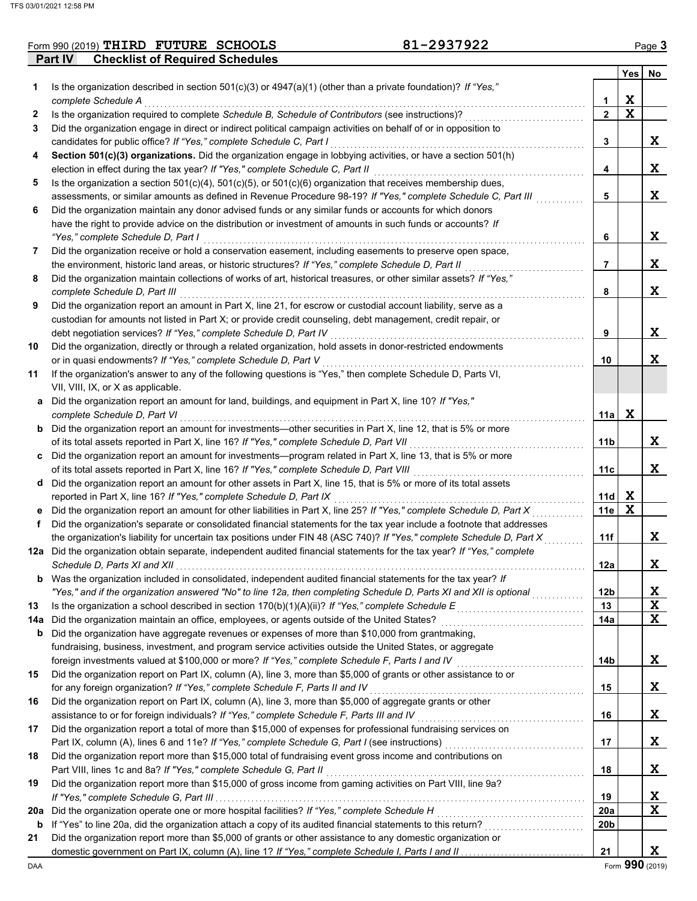Form 990 (2019) THIRD FUTURE SCHOOLS 81-2937922 Page 3

## Part IV Checklist of Required Schedules

| | | | Yes | No |
|---|---|---|---|---|
| 1 | Is the organization described in section 501(c)(3) or 4947(a)(1) (other than a private foundation)? *If "Yes," complete Schedule A* | 1 | X | |
| 2 | Is the organization required to complete *Schedule B, Schedule of Contributors* (see instructions)? | 2 | X | |
| 3 | Did the organization engage in direct or indirect political campaign activities on behalf of or in opposition to candidates for public office? *If "Yes," complete Schedule C, Part I* | 3 | | X |
| 4 | **Section 501(c)(3) organizations.** Did the organization engage in lobbying activities, or have a section 501(h) election in effect during the tax year? *If "Yes," complete Schedule C, Part II* | 4 | | X |
| 5 | Is the organization a section 501(c)(4), 501(c)(5), or 501(c)(6) organization that receives membership dues, assessments, or similar amounts as defined in Revenue Procedure 98-19? *If "Yes," complete Schedule C, Part III* | 5 | | X |
| 6 | Did the organization maintain any donor advised funds or any similar funds or accounts for which donors have the right to provide advice on the distribution or investment of amounts in such funds or accounts? *If "Yes," complete Schedule D, Part I* | 6 | | X |
| 7 | Did the organization receive or hold a conservation easement, including easements to preserve open space, the environment, historic land areas, or historic structures? *If "Yes," complete Schedule D, Part II* | 7 | | X |
| 8 | Did the organization maintain collections of works of art, historical treasures, or other similar assets? *If "Yes," complete Schedule D, Part III* | 8 | | X |
| 9 | Did the organization report an amount in Part X, line 21, for escrow or custodial account liability, serve as a custodian for amounts not listed in Part X; or provide credit counseling, debt management, credit repair, or debt negotiation services? *If "Yes," complete Schedule D, Part IV* | 9 | | X |
| 10 | Did the organization, directly or through a related organization, hold assets in donor-restricted endowments or in quasi endowments? *If "Yes," complete Schedule D, Part V* | 10 | | X |
| 11 | If the organization's answer to any of the following questions is "Yes," then complete Schedule D, Parts VI, VII, VIII, IX, or X as applicable. | | | |
| a | Did the organization report an amount for land, buildings, and equipment in Part X, line 10? *If "Yes," complete Schedule D, Part VI* | 11a | X | |
| b | Did the organization report an amount for investments—other securities in Part X, line 12, that is 5% or more of its total assets reported in Part X, line 16? *If "Yes," complete Schedule D, Part VII* | 11b | | X |
| c | Did the organization report an amount for investments—program related in Part X, line 13, that is 5% or more of its total assets reported in Part X, line 16? *If "Yes," complete Schedule D, Part VIII* | 11c | | X |
| d | Did the organization report an amount for other assets in Part X, line 15, that is 5% or more of its total assets reported in Part X, line 16? *If "Yes," complete Schedule D, Part IX* | 11d | X | |
| e | Did the organization report an amount for other liabilities in Part X, line 25? *If "Yes," complete Schedule D, Part X* | 11e | X | |
| f | Did the organization's separate or consolidated financial statements for the tax year include a footnote that addresses the organization's liability for uncertain tax positions under FIN 48 (ASC 740)? *If "Yes," complete Schedule D, Part X* | 11f | | X |
| 12a | Did the organization obtain separate, independent audited financial statements for the tax year? *If "Yes," complete Schedule D, Parts XI and XII* | 12a | | X |
| b | Was the organization included in consolidated, independent audited financial statements for the tax year? *If "Yes," and if the organization answered "No" to line 12a, then completing Schedule D, Parts XI and XII is optional* | 12b | | X |
| 13 | Is the organization a school described in section 170(b)(1)(A)(ii)? *If "Yes," complete Schedule E* | 13 | | X |
| 14a | Did the organization maintain an office, employees, or agents outside of the United States? | 14a | | X |
| b | Did the organization have aggregate revenues or expenses of more than $10,000 from grantmaking, fundraising, business, investment, and program service activities outside the United States, or aggregate foreign investments valued at $100,000 or more? *If "Yes," complete Schedule F, Parts I and IV* | 14b | | X |
| 15 | Did the organization report on Part IX, column (A), line 3, more than $5,000 of grants or other assistance to or for any foreign organization? *If "Yes," complete Schedule F, Parts II and IV* | 15 | | X |
| 16 | Did the organization report on Part IX, column (A), line 3, more than $5,000 of aggregate grants or other assistance to or for foreign individuals? *If "Yes," complete Schedule F, Parts III and IV* | 16 | | X |
| 17 | Did the organization report a total of more than $15,000 of expenses for professional fundraising services on Part IX, column (A), lines 6 and 11e? *If "Yes," complete Schedule G, Part I* (see instructions) | 17 | | X |
| 18 | Did the organization report more than $15,000 total of fundraising event gross income and contributions on Part VIII, lines 1c and 8a? *If "Yes," complete Schedule G, Part II* | 18 | | X |
| 19 | Did the organization report more than $15,000 of gross income from gaming activities on Part VIII, line 9a? *If "Yes," complete Schedule G, Part III* | 19 | | X |
| 20a | Did the organization operate one or more hospital facilities? *If "Yes," complete Schedule H* | 20a | | X |
| b | If "Yes" to line 20a, did the organization attach a copy of its audited financial statements to this return? | 20b | | |
| 21 | Did the organization report more than $5,000 of grants or other assistance to any domestic organization or domestic government on Part IX, column (A), line 1? *If "Yes," complete Schedule I, Parts I and II* | 21 | | X |

Form **990** (2019)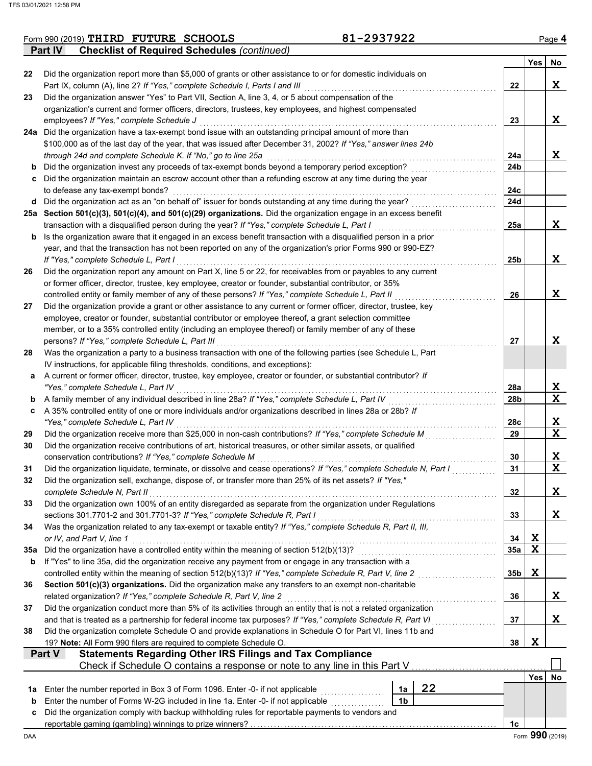Form 990 (2019) **THIRD FUTURE SCHOOLS** 81-2937922

## Part IV Checklist of Required Schedules *(continued)*

| | | | Yes | No |
|---|---|---|---|---|
| 22 | Did the organization report more than $5,000 of grants or other assistance to or for domestic individuals on Part IX, column (A), line 2? *If "Yes," complete Schedule I, Parts I and III* | 22 | | X |
| 23 | Did the organization answer "Yes" to Part VII, Section A, line 3, 4, or 5 about compensation of the organization's current and former officers, directors, trustees, key employees, and highest compensated employees? *If "Yes," complete Schedule J* | 23 | | X |
| 24a | Did the organization have a tax-exempt bond issue with an outstanding principal amount of more than $100,000 as of the last day of the year, that was issued after December 31, 2002? *If "Yes," answer lines 24b through 24d and complete Schedule K. If "No," go to line 25a* | 24a | | X |
| b | Did the organization invest any proceeds of tax-exempt bonds beyond a temporary period exception? | 24b | | |
| c | Did the organization maintain an escrow account other than a refunding escrow at any time during the year to defease any tax-exempt bonds? | 24c | | |
| d | Did the organization act as an "on behalf of" issuer for bonds outstanding at any time during the year? | 24d | | |
| 25a | **Section 501(c)(3), 501(c)(4), and 501(c)(29) organizations.** Did the organization engage in an excess benefit transaction with a disqualified person during the year? *If "Yes," complete Schedule L, Part I* | 25a | | X |
| b | Is the organization aware that it engaged in an excess benefit transaction with a disqualified person in a prior year, and that the transaction has not been reported on any of the organization's prior Forms 990 or 990-EZ? *If "Yes," complete Schedule L, Part I* | 25b | | X |
| 26 | Did the organization report any amount on Part X, line 5 or 22, for receivables from or payables to any current or former officer, director, trustee, key employee, creator or founder, substantial contributor, or 35% controlled entity or family member of any of these persons? *If "Yes," complete Schedule L, Part II* | 26 | | X |
| 27 | Did the organization provide a grant or other assistance to any current or former officer, director, trustee, key employee, creator or founder, substantial contributor or employee thereof, a grant selection committee member, or to a 35% controlled entity (including an employee thereof) or family member of any of these persons? *If "Yes," complete Schedule L, Part III* | 27 | | X |
| 28 | Was the organization a party to a business transaction with one of the following parties (see Schedule L, Part IV instructions, for applicable filing thresholds, conditions, and exceptions): | | | |
| a | A current or former officer, director, trustee, key employee, creator or founder, or substantial contributor? *If "Yes," complete Schedule L, Part IV* | 28a | | X |
| b | A family member of any individual described in line 28a? *If "Yes," complete Schedule L, Part IV* | 28b | | X |
| c | A 35% controlled entity of one or more individuals and/or organizations described in lines 28a or 28b? *If "Yes," complete Schedule L, Part IV* | 28c | | X |
| 29 | Did the organization receive more than $25,000 in non-cash contributions? *If "Yes," complete Schedule M* | 29 | | X |
| 30 | Did the organization receive contributions of art, historical treasures, or other similar assets, or qualified conservation contributions? *If "Yes," complete Schedule M* | 30 | | X |
| 31 | Did the organization liquidate, terminate, or dissolve and cease operations? *If "Yes," complete Schedule N, Part I* | 31 | | X |
| 32 | Did the organization sell, exchange, dispose of, or transfer more than 25% of its net assets? *If "Yes," complete Schedule N, Part II* | 32 | | X |
| 33 | Did the organization own 100% of an entity disregarded as separate from the organization under Regulations sections 301.7701-2 and 301.7701-3? *If "Yes," complete Schedule R, Part I* | 33 | | X |
| 34 | Was the organization related to any tax-exempt or taxable entity? *If "Yes," complete Schedule R, Part II, III, or IV, and Part V, line 1* | 34 | X | |
| 35a | Did the organization have a controlled entity within the meaning of section 512(b)(13)? | 35a | X | |
| b | If "Yes" to line 35a, did the organization receive any payment from or engage in any transaction with a controlled entity within the meaning of section 512(b)(13)? *If "Yes," complete Schedule R, Part V, line 2* | 35b | X | |
| 36 | **Section 501(c)(3) organizations.** Did the organization make any transfers to an exempt non-charitable related organization? *If "Yes," complete Schedule R, Part V, line 2* | 36 | | X |
| 37 | Did the organization conduct more than 5% of its activities through an entity that is not a related organization and that is treated as a partnership for federal income tax purposes? *If "Yes," complete Schedule R, Part VI* | 37 | | X |
| 38 | Did the organization complete Schedule O and provide explanations in Schedule O for Part VI, lines 11b and 19? **Note:** All Form 990 filers are required to complete Schedule O. | 38 | X | |

## Part V Statements Regarding Other IRS Filings and Tax Compliance

Check if Schedule O contains a response or note to any line in this Part V ☐

| | | | | | Yes | No |
|---|---|---|---|---|---|---|
| 1a | Enter the number reported in Box 3 of Form 1096. Enter -0- if not applicable | 1a | 22 | | | |
| b | Enter the number of Forms W-2G included in line 1a. Enter -0- if not applicable | 1b | | | | |
| c | Did the organization comply with backup withholding rules for reportable payments to vendors and reportable gaming (gambling) winnings to prize winners? | | | 1c | | |

Form **990** (2019)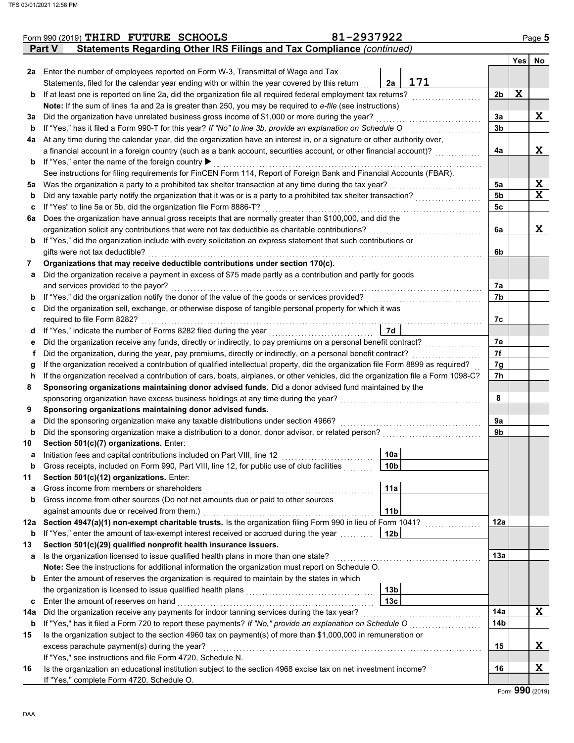Form 990 (2019) **THIRD FUTURE SCHOOLS** **81-2937922** Page **5**

## Part V Statements Regarding Other IRS Filings and Tax Compliance *(continued)*

| | | | | Line | Yes | No |
|---|---|---|---|---|---|---|
| **2a** | Enter the number of employees reported on Form W-3, Transmittal of Wage and Tax Statements, filed for the calendar year ending with or within the year covered by this return | 2a | 171 | | | |
| **b** | If at least one is reported on line 2a, did the organization file all required federal employment tax returns? | | | 2b | X | |
| | **Note:** If the sum of lines 1a and 2a is greater than 250, you may be required to *e-file* (see instructions) | | | | | |
| **3a** | Did the organization have unrelated business gross income of $1,000 or more during the year? | | | 3a | | X |
| **b** | If "Yes," has it filed a Form 990-T for this year? *If "No" to line 3b, provide an explanation on Schedule O* | | | 3b | | |
| **4a** | At any time during the calendar year, did the organization have an interest in, or a signature or other authority over, a financial account in a foreign country (such as a bank account, securities account, or other financial account)? | | | 4a | | X |
| **b** | If "Yes," enter the name of the foreign country ▶ | | | | | |
| | See instructions for filing requirements for FinCEN Form 114, Report of Foreign Bank and Financial Accounts (FBAR). | | | | | |
| **5a** | Was the organization a party to a prohibited tax shelter transaction at any time during the tax year? | | | 5a | | X |
| **b** | Did any taxable party notify the organization that it was or is a party to a prohibited tax shelter transaction? | | | 5b | | X |
| **c** | If "Yes" to line 5a or 5b, did the organization file Form 8886-T? | | | 5c | | |
| **6a** | Does the organization have annual gross receipts that are normally greater than $100,000, and did the organization solicit any contributions that were not tax deductible as charitable contributions? | | | 6a | | X |
| **b** | If "Yes," did the organization include with every solicitation an express statement that such contributions or gifts were not tax deductible? | | | 6b | | |
| **7** | **Organizations that may receive deductible contributions under section 170(c).** | | | | | |
| **a** | Did the organization receive a payment in excess of $75 made partly as a contribution and partly for goods and services provided to the payor? | | | 7a | | |
| **b** | If "Yes," did the organization notify the donor of the value of the goods or services provided? | | | 7b | | |
| **c** | Did the organization sell, exchange, or otherwise dispose of tangible personal property for which it was required to file Form 8282? | | | 7c | | |
| **d** | If "Yes," indicate the number of Forms 8282 filed during the year | 7d | | | | |
| **e** | Did the organization receive any funds, directly or indirectly, to pay premiums on a personal benefit contract? | | | 7e | | |
| **f** | Did the organization, during the year, pay premiums, directly or indirectly, on a personal benefit contract? | | | 7f | | |
| **g** | If the organization received a contribution of qualified intellectual property, did the organization file Form 8899 as required? | | | 7g | | |
| **h** | If the organization received a contribution of cars, boats, airplanes, or other vehicles, did the organization file a Form 1098-C? | | | 7h | | |
| **8** | **Sponsoring organizations maintaining donor advised funds.** Did a donor advised fund maintained by the sponsoring organization have excess business holdings at any time during the year? | | | 8 | | |
| **9** | **Sponsoring organizations maintaining donor advised funds.** | | | | | |
| **a** | Did the sponsoring organization make any taxable distributions under section 4966? | | | 9a | | |
| **b** | Did the sponsoring organization make a distribution to a donor, donor advisor, or related person? | | | 9b | | |
| **10** | **Section 501(c)(7) organizations.** Enter: | | | | | |
| **a** | Initiation fees and capital contributions included on Part VIII, line 12 | 10a | | | | |
| **b** | Gross receipts, included on Form 990, Part VIII, line 12, for public use of club facilities | 10b | | | | |
| **11** | **Section 501(c)(12) organizations.** Enter: | | | | | |
| **a** | Gross income from members or shareholders | 11a | | | | |
| **b** | Gross income from other sources (Do not net amounts due or paid to other sources against amounts due or received from them.) | 11b | | | | |
| **12a** | **Section 4947(a)(1) non-exempt charitable trusts.** Is the organization filing Form 990 in lieu of Form 1041? | | | 12a | | |
| **b** | If "Yes," enter the amount of tax-exempt interest received or accrued during the year | 12b | | | | |
| **13** | **Section 501(c)(29) qualified nonprofit health insurance issuers.** | | | | | |
| **a** | Is the organization licensed to issue qualified health plans in more than one state? | | | 13a | | |
| | **Note:** See the instructions for additional information the organization must report on Schedule O. | | | | | |
| **b** | Enter the amount of reserves the organization is required to maintain by the states in which the organization is licensed to issue qualified health plans | 13b | | | | |
| **c** | Enter the amount of reserves on hand | 13c | | | | |
| **14a** | Did the organization receive any payments for indoor tanning services during the tax year? | | | 14a | | X |
| **b** | If "Yes," has it filed a Form 720 to report these payments? *If "No," provide an explanation on Schedule O* | | | 14b | | |
| **15** | Is the organization subject to the section 4960 tax on payment(s) of more than $1,000,000 in remuneration or excess parachute payment(s) during the year? | | | 15 | | X |
| | If "Yes," see instructions and file Form 4720, Schedule N. | | | | | |
| **16** | Is the organization an educational institution subject to the section 4968 excise tax on net investment income? | | | 16 | | X |
| | If "Yes," complete Form 4720, Schedule O. | | | | | |

Form **990** (2019)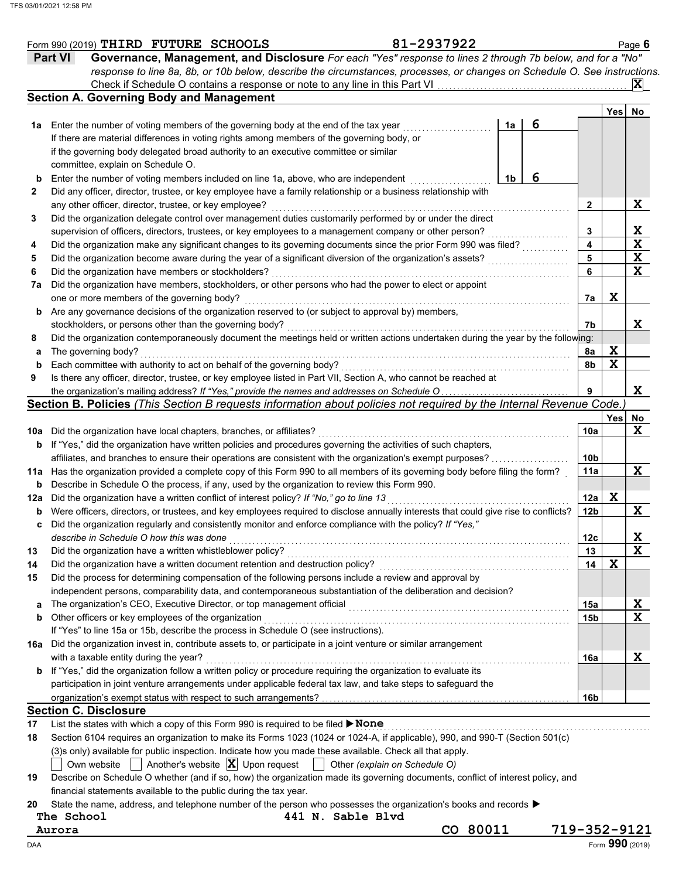Form 990 (2019) **THIRD FUTURE SCHOOLS** **81-2937922** Page **6**

## Part VI Governance, Management, and Disclosure

*For each "Yes" response to lines 2 through 7b below, and for a "No" response to line 8a, 8b, or 10b below, describe the circumstances, processes, or changes on Schedule O. See instructions.*

Check if Schedule O contains a response or note to any line in this Part VI ... **X**

### Section A. Governing Body and Management

| | | | | Yes | No |
|---|---|---|---|---|---|
| **1a** | Enter the number of voting members of the governing body at the end of the tax year | 1a | 6 | | |
| | If there are material differences in voting rights among members of the governing body, or if the governing body delegated broad authority to an executive committee or similar committee, explain on Schedule O. | | | | |
| **b** | Enter the number of voting members included on line 1a, above, who are independent | 1b | 6 | | |
| **2** | Did any officer, director, trustee, or key employee have a family relationship or a business relationship with any other officer, director, trustee, or key employee? | 2 | | | X |
| **3** | Did the organization delegate control over management duties customarily performed by or under the direct supervision of officers, directors, trustees, or key employees to a management company or other person? | 3 | | | X |
| **4** | Did the organization make any significant changes to its governing documents since the prior Form 990 was filed? | 4 | | | X |
| **5** | Did the organization become aware during the year of a significant diversion of the organization's assets? | 5 | | | X |
| **6** | Did the organization have members or stockholders? | 6 | | | X |
| **7a** | Did the organization have members, stockholders, or other persons who had the power to elect or appoint one or more members of the governing body? | 7a | | X | |
| **b** | Are any governance decisions of the organization reserved to (or subject to approval by) members, stockholders, or persons other than the governing body? | 7b | | | X |
| **8** | Did the organization contemporaneously document the meetings held or written actions undertaken during the year by the following: | | | | |
| **a** | The governing body? | 8a | | X | |
| **b** | Each committee with authority to act on behalf of the governing body? | 8b | | X | |
| **9** | Is there any officer, director, trustee, or key employee listed in Part VII, Section A, who cannot be reached at the organization's mailing address? *If "Yes," provide the names and addresses on Schedule O* | 9 | | | X |

### Section B. Policies *(This Section B requests information about policies not required by the Internal Revenue Code.)*

| | | | Yes | No |
|---|---|---|---|---|
| **10a** | Did the organization have local chapters, branches, or affiliates? | 10a | | X |
| **b** | If "Yes," did the organization have written policies and procedures governing the activities of such chapters, affiliates, and branches to ensure their operations are consistent with the organization's exempt purposes? | 10b | | |
| **11a** | Has the organization provided a complete copy of this Form 990 to all members of its governing body before filing the form? | 11a | | X |
| **b** | Describe in Schedule O the process, if any, used by the organization to review this Form 990. | | | |
| **12a** | Did the organization have a written conflict of interest policy? *If "No," go to line 13* | 12a | X | |
| **b** | Were officers, directors, or trustees, and key employees required to disclose annually interests that could give rise to conflicts? | 12b | | X |
| **c** | Did the organization regularly and consistently monitor and enforce compliance with the policy? *If "Yes," describe in Schedule O how this was done* | 12c | | X |
| **13** | Did the organization have a written whistleblower policy? | 13 | | X |
| **14** | Did the organization have a written document retention and destruction policy? | 14 | X | |
| **15** | Did the process for determining compensation of the following persons include a review and approval by independent persons, comparability data, and contemporaneous substantiation of the deliberation and decision? | | | |
| **a** | The organization's CEO, Executive Director, or top management official | 15a | | X |
| **b** | Other officers or key employees of the organization | 15b | | X |
| | If "Yes" to line 15a or 15b, describe the process in Schedule O (see instructions). | | | |
| **16a** | Did the organization invest in, contribute assets to, or participate in a joint venture or similar arrangement with a taxable entity during the year? | 16a | | X |
| **b** | If "Yes," did the organization follow a written policy or procedure requiring the organization to evaluate its participation in joint venture arrangements under applicable federal tax law, and take steps to safeguard the organization's exempt status with respect to such arrangements? | 16b | | |

### Section C. Disclosure

**17** List the states with which a copy of this Form 990 is required to be filed ▶ **None**

**18** Section 6104 requires an organization to make its Forms 1023 (1024 or 1024-A, if applicable), 990, and 990-T (Section 501(c)(3)s only) available for public inspection. Indicate how you made these available. Check all that apply.

☐ Own website ☐ Another's website ☒ Upon request ☐ Other *(explain on Schedule O)*

**19** Describe on Schedule O whether (and if so, how) the organization made its governing documents, conflict of interest policy, and financial statements available to the public during the tax year.

**20** State the name, address, and telephone number of the person who possesses the organization's books and records ▶

**The School** **441 N. Sable Blvd**
**Aurora** **CO 80011** **719-352-9121**

Form **990** (2019)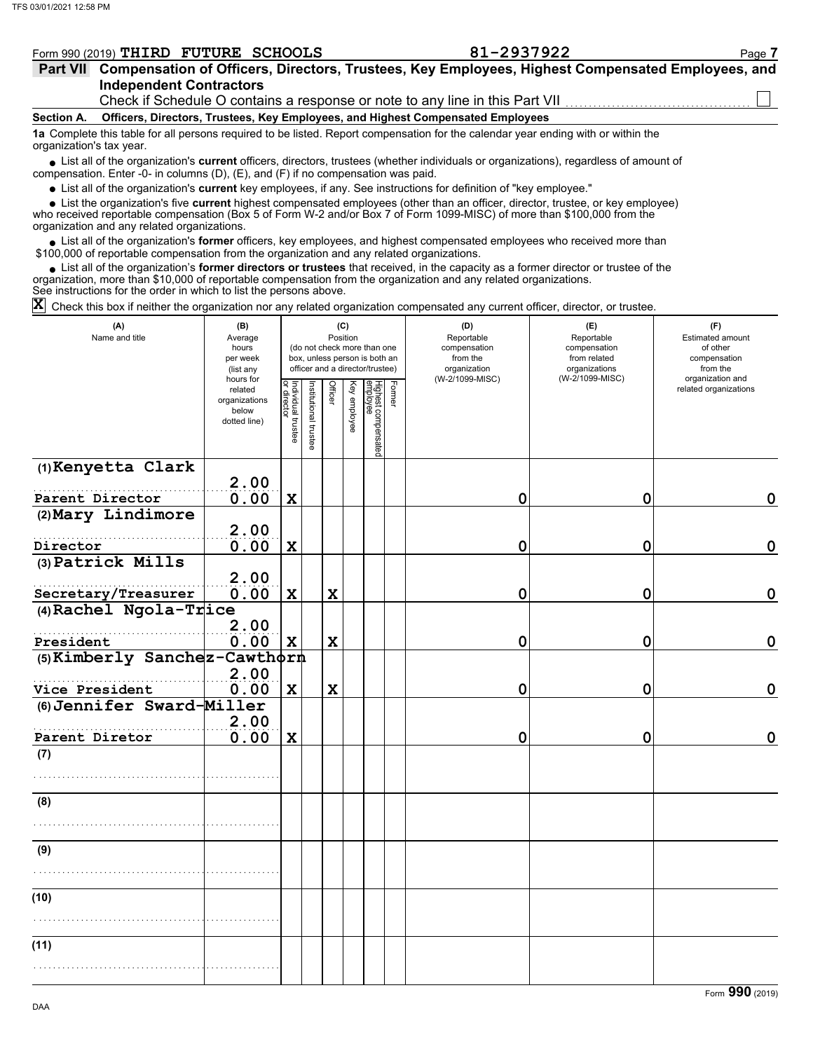Form 990 (2019) **THIRD FUTURE SCHOOLS** **81-2937922**

## Part VII Compensation of Officers, Directors, Trustees, Key Employees, Highest Compensated Employees, and Independent Contractors

Check if Schedule O contains a response or note to any line in this Part VII ☐

### Section A. Officers, Directors, Trustees, Key Employees, and Highest Compensated Employees

**1a** Complete this table for all persons required to be listed. Report compensation for the calendar year ending with or within the organization's tax year.

- List all of the organization's **current** officers, directors, trustees (whether individuals or organizations), regardless of amount of compensation. Enter -0- in columns (D), (E), and (F) if no compensation was paid.
- List all of the organization's **current** key employees, if any. See instructions for definition of "key employee."
- List the organization's five **current** highest compensated employees (other than an officer, director, trustee, or key employee) who received reportable compensation (Box 5 of Form W-2 and/or Box 7 of Form 1099-MISC) of more than $100,000 from the organization and any related organizations.
- List all of the organization's **former** officers, key employees, and highest compensated employees who received more than $100,000 of reportable compensation from the organization and any related organizations.
- List all of the organization's **former directors or trustees** that received, in the capacity as a former director or trustee of the organization, more than $10,000 of reportable compensation from the organization and any related organizations.

See instructions for the order in which to list the persons above.

☒ Check this box if neither the organization nor any related organization compensated any current officer, director, or trustee.

| (A) Name and title | (B) Average hours per week (list any hours for related organizations below dotted line) | (C) Position: Individual trustee or director | Institutional trustee | Officer | Key employee | Highest compensated employee | Former | (D) Reportable compensation from the organization (W-2/1099-MISC) | (E) Reportable compensation from related organizations (W-2/1099-MISC) | (F) Estimated amount of other compensation from the organization and related organizations |
|---|---|---|---|---|---|---|---|---|---|---|
| (1) Kenyetta Clark<br>Parent Director | 2.00<br>0.00 | X | | | | | | 0 | 0 | 0 |
| (2) Mary Lindimore<br>Director | 2.00<br>0.00 | X | | | | | | 0 | 0 | 0 |
| (3) Patrick Mills<br>Secretary/Treasurer | 2.00<br>0.00 | X | | X | | | | 0 | 0 | 0 |
| (4) Rachel Ngola-Trice<br>President | 2.00<br>0.00 | X | | X | | | | 0 | 0 | 0 |
| (5) Kimberly Sanchez-Cawthorn<br>Vice President | 2.00<br>0.00 | X | | X | | | | 0 | 0 | 0 |
| (6) Jennifer Sward-Miller<br>Parent Diretor | 2.00<br>0.00 | X | | | | | | 0 | 0 | 0 |
| (7) | | | | | | | | | | |
| (8) | | | | | | | | | | |
| (9) | | | | | | | | | | |
| (10) | | | | | | | | | | |
| (11) | | | | | | | | | | |

Form **990** (2019)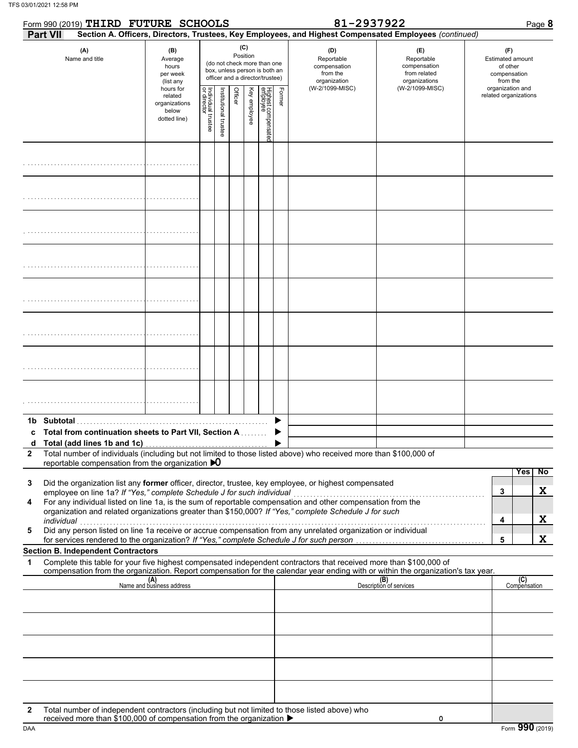Form 990 (2019) THIRD FUTURE SCHOOLS 81-2937922 Page 8

**Part VII Section A. Officers, Directors, Trustees, Key Employees, and Highest Compensated Employees** *(continued)*

| (A) Name and title | (B) Average hours per week (list any hours for related organizations below dotted line) | (C) Position (do not check more than one box, unless person is both an officer and a director/trustee): Individual trustee or director | Institutional trustee | Officer | Key employee | Highest compensated employee | Former | (D) Reportable compensation from the organization (W-2/1099-MISC) | (E) Reportable compensation from related organizations (W-2/1099-MISC) | (F) Estimated amount of other compensation from the organization and related organizations |
|---|---|---|---|---|---|---|---|---|---|---|
| | | | | | | | | | | |
| | | | | | | | | | | |
| | | | | | | | | | | |
| | | | | | | | | | | |
| | | | | | | | | | | |
| | | | | | | | | | | |
| | | | | | | | | | | |
| | | | | | | | | | | |
| **1b Subtotal** | | | | | | | | | | |
| **c Total from continuation sheets to Part VII, Section A** | | | | | | | | | | |
| **d Total (add lines 1b and 1c)** | | | | | | | | | | |

**2** Total number of individuals (including but not limited to those listed above) who received more than $100,000 of reportable compensation from the organization ▶0

| | | Yes | No |
|---|---|---|---|
| **3** Did the organization list any **former** officer, director, trustee, key employee, or highest compensated employee on line 1a? *If "Yes," complete Schedule J for such individual* | 3 | | X |
| **4** For any individual listed on line 1a, is the sum of reportable compensation and other compensation from the organization and related organizations greater than $150,000? *If "Yes," complete Schedule J for such individual* | 4 | | X |
| **5** Did any person listed on line 1a receive or accrue compensation from any unrelated organization or individual for services rendered to the organization? *If "Yes," complete Schedule J for such person* | 5 | | X |

**Section B. Independent Contractors**

**1** Complete this table for your five highest compensated independent contractors that received more than $100,000 of compensation from the organization. Report compensation for the calendar year ending with or within the organization's tax year.

| (A) Name and business address | (B) Description of services | (C) Compensation |
|---|---|---|
| | | |
| | | |
| | | |
| | | |
| | | |

**2** Total number of independent contractors (including but not limited to those listed above) who received more than $100,000 of compensation from the organization ▶ 0

DAA Form **990** (2019)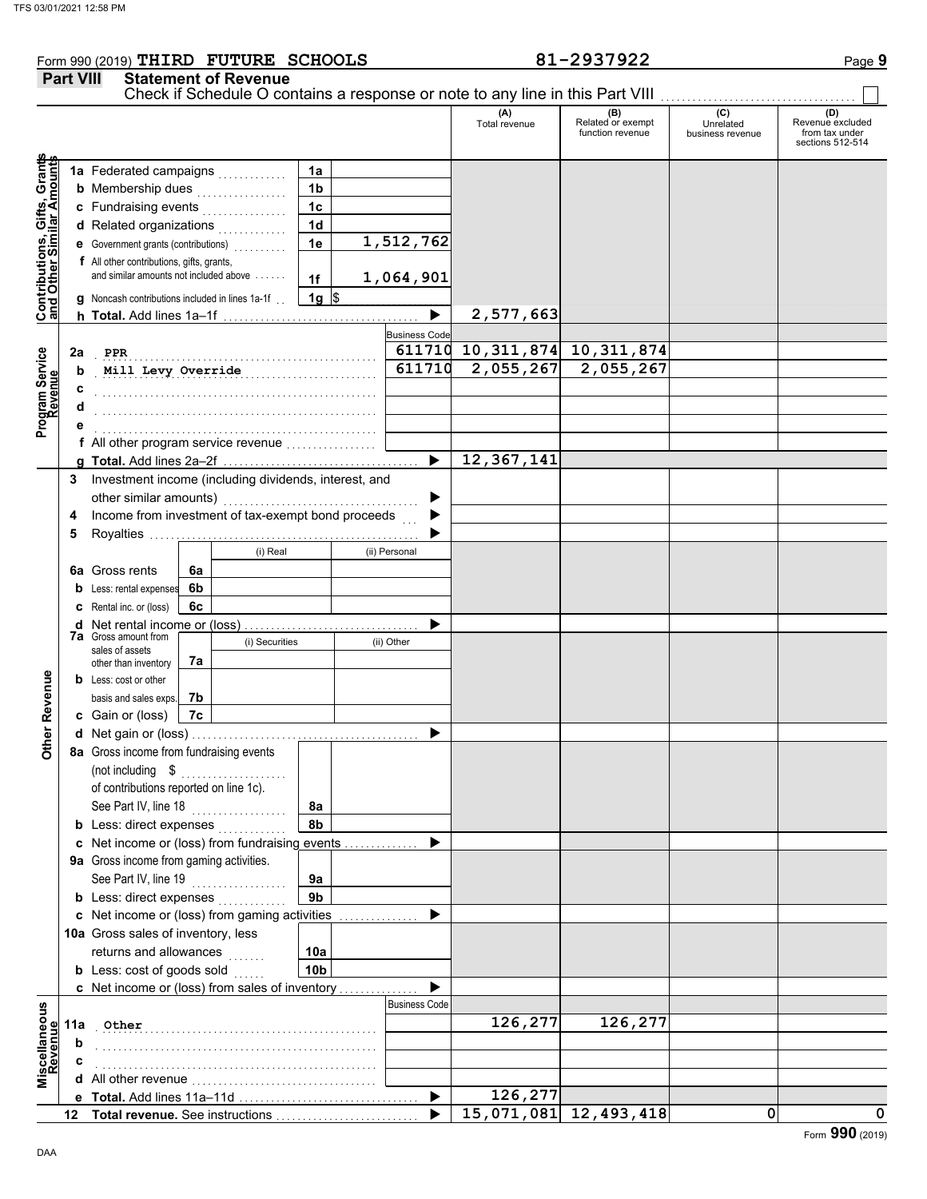Form 990 (2019) THIRD FUTURE SCHOOLS 81-2937922 Page 9

## Part VIII Statement of Revenue

Check if Schedule O contains a response or note to any line in this Part VIII . . . . . . . . . . . . . . . . . . . . . . . . ☐

| | | | | | (A) Total revenue | (B) Related or exempt function revenue | (C) Unrelated business revenue | (D) Revenue excluded from tax under sections 512-514 |
|---|---|---|---|---|---|---|---|---|
| **Contributions, Gifts, Grants and Other Similar Amounts** | 1a | Federated campaigns | 1a | | | | | |
| | b | Membership dues | 1b | | | | | |
| | c | Fundraising events | 1c | | | | | |
| | d | Related organizations | 1d | | | | | |
| | e | Government grants (contributions) | 1e | 1,512,762 | | | | |
| | f | All other contributions, gifts, grants, and similar amounts not included above | 1f | 1,064,901 | | | | |
| | g | Noncash contributions included in lines 1a-1f | 1g | $ | | | | |
| | h | **Total.** Add lines 1a–1f | | ▶ | 2,577,663 | | | |
| **Program Service Revenue** | | | | Business Code | | | | |
| | 2a | PPR | | 611710 | 10,311,874 | 10,311,874 | | |
| | b | Mill Levy Override | | 611710 | 2,055,267 | 2,055,267 | | |
| | c | | | | | | | |
| | d | | | | | | | |
| | e | | | | | | | |
| | f | All other program service revenue | | | | | | |
| | g | **Total.** Add lines 2a–2f | | ▶ | 12,367,141 | | | |
| **Other Revenue** | 3 | Investment income (including dividends, interest, and other similar amounts) | | ▶ | | | | |
| | 4 | Income from investment of tax-exempt bond proceeds | | ▶ | | | | |
| | 5 | Royalties | | ▶ | | | | |
| | | | (i) Real | (ii) Personal | | | | |
| | 6a | Gross rents | 6a | | | | | |
| | b | Less: rental expenses | 6b | | | | | |
| | c | Rental inc. or (loss) | 6c | | | | | |
| | d | Net rental income or (loss) | | ▶ | | | | |
| | | | (i) Securities | (ii) Other | | | | |
| | 7a | Gross amount from sales of assets other than inventory | 7a | | | | | |
| | b | Less: cost or other basis and sales exps. | 7b | | | | | |
| | c | Gain or (loss) | 7c | | | | | |
| | d | Net gain or (loss) | | ▶ | | | | |
| | 8a | Gross income from fundraising events (not including $ of contributions reported on line 1c). See Part IV, line 18 | 8a | | | | | |
| | b | Less: direct expenses | 8b | | | | | |
| | c | Net income or (loss) from fundraising events | | ▶ | | | | |
| | 9a | Gross income from gaming activities. See Part IV, line 19 | 9a | | | | | |
| | b | Less: direct expenses | 9b | | | | | |
| | c | Net income or (loss) from gaming activities | | ▶ | | | | |
| | 10a | Gross sales of inventory, less returns and allowances | 10a | | | | | |
| | b | Less: cost of goods sold | 10b | | | | | |
| | c | Net income or (loss) from sales of inventory | | ▶ | | | | |
| **Miscellaneous Revenue** | | | | Business Code | | | | |
| | 11a | Other | | | 126,277 | 126,277 | | |
| | b | | | | | | | |
| | c | | | | | | | |
| | d | All other revenue | | | | | | |
| | e | **Total.** Add lines 11a–11d | | ▶ | 126,277 | | | |
| | 12 | **Total revenue.** See instructions | | ▶ | 15,071,081 | 12,493,418 | 0 | 0 |

Form **990** (2019)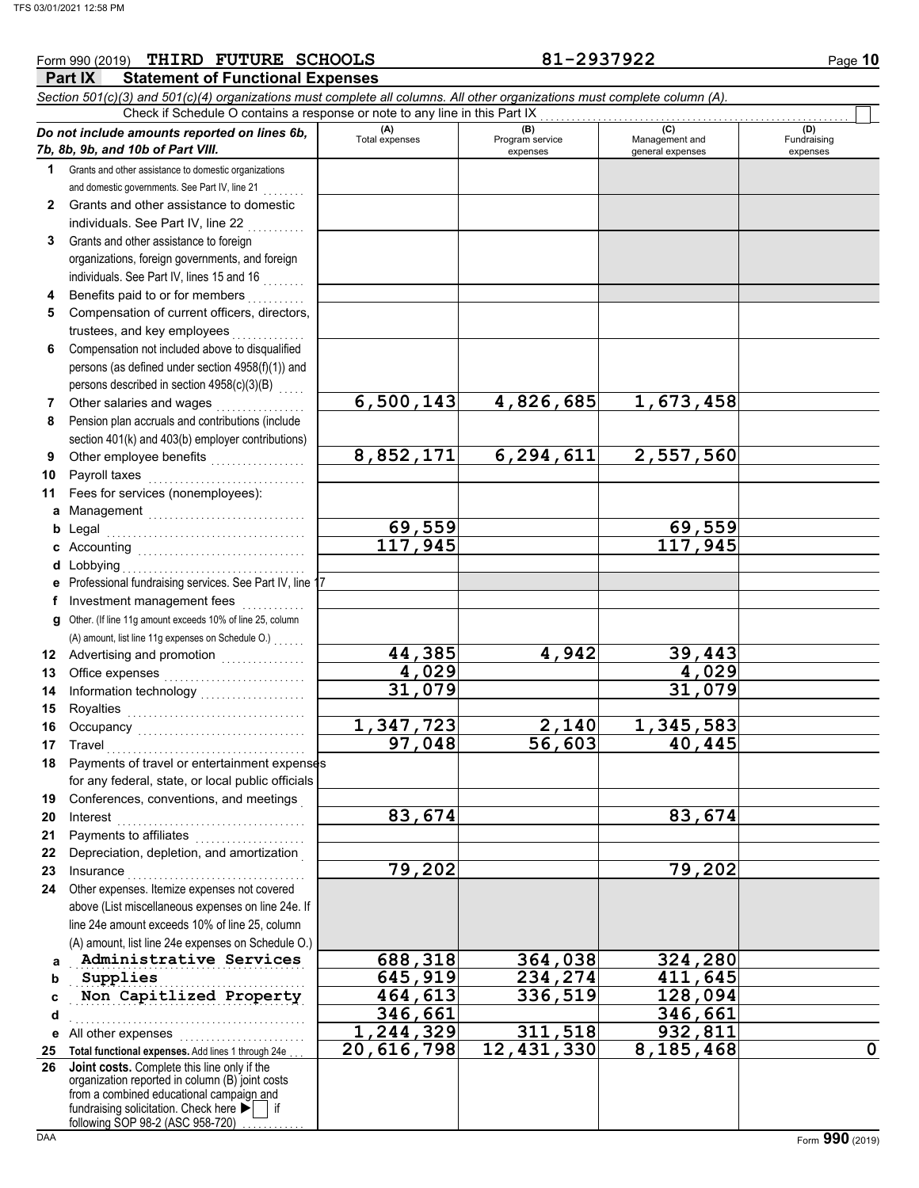Form 990 (2019) **THIRD FUTURE SCHOOLS** **81-2937922** Page **10**

## Part IX Statement of Functional Expenses

*Section 501(c)(3) and 501(c)(4) organizations must complete all columns. All other organizations must complete column (A).*

Check if Schedule O contains a response or note to any line in this Part IX ☐

| *Do not include amounts reported on lines 6b, 7b, 8b, 9b, and 10b of Part VIII.* | (A) Total expenses | (B) Program service expenses | (C) Management and general expenses | (D) Fundraising expenses |
|---|---|---|---|---|
| **1** Grants and other assistance to domestic organizations and domestic governments. See Part IV, line 21 | | | | |
| **2** Grants and other assistance to domestic individuals. See Part IV, line 22 | | | | |
| **3** Grants and other assistance to foreign organizations, foreign governments, and foreign individuals. See Part IV, lines 15 and 16 | | | | |
| **4** Benefits paid to or for members | | | | |
| **5** Compensation of current officers, directors, trustees, and key employees | | | | |
| **6** Compensation not included above to disqualified persons (as defined under section 4958(f)(1)) and persons described in section 4958(c)(3)(B) | | | | |
| **7** Other salaries and wages | 6,500,143 | 4,826,685 | 1,673,458 | |
| **8** Pension plan accruals and contributions (include section 401(k) and 403(b) employer contributions) | | | | |
| **9** Other employee benefits | 8,852,171 | 6,294,611 | 2,557,560 | |
| **10** Payroll taxes | | | | |
| **11** Fees for services (nonemployees): | | | | |
| **a** Management | | | | |
| **b** Legal | 69,559 | | 69,559 | |
| **c** Accounting | 117,945 | | 117,945 | |
| **d** Lobbying | | | | |
| **e** Professional fundraising services. See Part IV, line 17 | | | | |
| **f** Investment management fees | | | | |
| **g** Other. (If line 11g amount exceeds 10% of line 25, column (A) amount, list line 11g expenses on Schedule O.) | | | | |
| **12** Advertising and promotion | 44,385 | 4,942 | 39,443 | |
| **13** Office expenses | 4,029 | | 4,029 | |
| **14** Information technology | 31,079 | | 31,079 | |
| **15** Royalties | | | | |
| **16** Occupancy | 1,347,723 | 2,140 | 1,345,583 | |
| **17** Travel | 97,048 | 56,603 | 40,445 | |
| **18** Payments of travel or entertainment expenses for any federal, state, or local public officials | | | | |
| **19** Conferences, conventions, and meetings | | | | |
| **20** Interest | 83,674 | | 83,674 | |
| **21** Payments to affiliates | | | | |
| **22** Depreciation, depletion, and amortization | | | | |
| **23** Insurance | 79,202 | | 79,202 | |
| **24** Other expenses. Itemize expenses not covered above (List miscellaneous expenses on line 24e. If line 24e amount exceeds 10% of line 25, column (A) amount, list line 24e expenses on Schedule O.) | | | | |
| **a** Administrative Services | 688,318 | 364,038 | 324,280 | |
| **b** Supplies | 645,919 | 234,274 | 411,645 | |
| **c** Non Capitlized Property | 464,613 | 336,519 | 128,094 | |
| **d** | 346,661 | | 346,661 | |
| **e** All other expenses | 1,244,329 | 311,518 | 932,811 | |
| **25 Total functional expenses.** Add lines 1 through 24e | 20,616,798 | 12,431,330 | 8,185,468 | 0 |
| **26 Joint costs.** Complete this line only if the organization reported in column (B) joint costs from a combined educational campaign and fundraising solicitation. Check here ▶ ☐ if following SOP 98-2 (ASC 958-720) | | | | |

Form **990** (2019)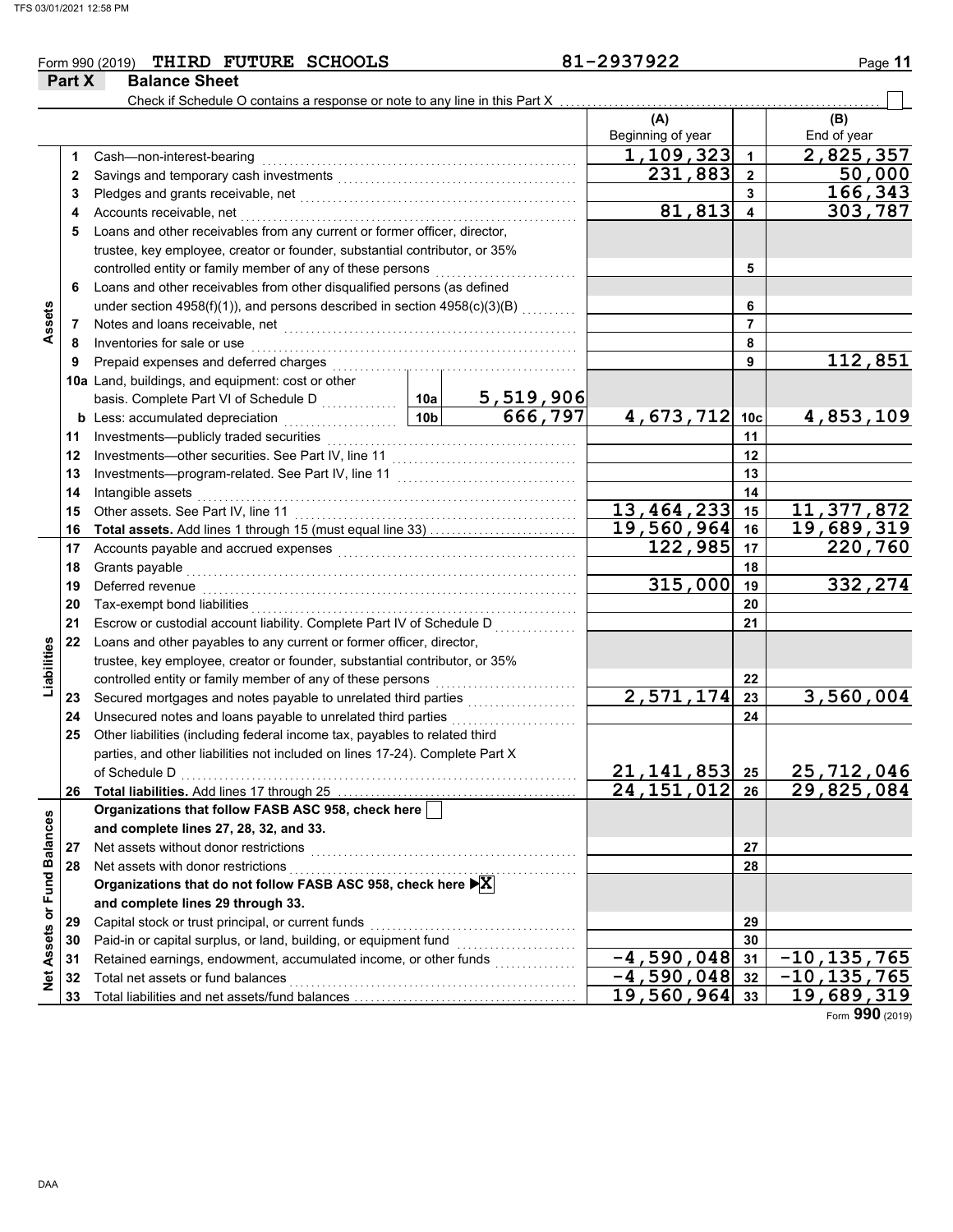Form 990 (2019) **THIRD FUTURE SCHOOLS** 81-2937922

## Part X Balance Sheet

Check if Schedule O contains a response or note to any line in this Part X ☐

| Section | Line | Description | | | (A) Beginning of year | Line | (B) End of year |
|---|---|---|---|---|---|---|---|
| Assets | 1 | Cash—non-interest-bearing | | | 1,109,323 | 1 | 2,825,357 |
| | 2 | Savings and temporary cash investments | | | 231,883 | 2 | 50,000 |
| | 3 | Pledges and grants receivable, net | | | | 3 | 166,343 |
| | 4 | Accounts receivable, net | | | 81,813 | 4 | 303,787 |
| | 5 | Loans and other receivables from any current or former officer, director, trustee, key employee, creator or founder, substantial contributor, or 35% controlled entity or family member of any of these persons | | | | 5 | |
| | 6 | Loans and other receivables from other disqualified persons (as defined under section 4958(f)(1)), and persons described in section 4958(c)(3)(B) | | | | 6 | |
| | 7 | Notes and loans receivable, net | | | | 7 | |
| | 8 | Inventories for sale or use | | | | 8 | |
| | 9 | Prepaid expenses and deferred charges | | | | 9 | 112,851 |
| | 10a | Land, buildings, and equipment: cost or other basis. Complete Part VI of Schedule D | 10a | 5,519,906 | | | |
| | b | Less: accumulated depreciation | 10b | 666,797 | 4,673,712 | 10c | 4,853,109 |
| | 11 | Investments—publicly traded securities | | | | 11 | |
| | 12 | Investments—other securities. See Part IV, line 11 | | | | 12 | |
| | 13 | Investments—program-related. See Part IV, line 11 | | | | 13 | |
| | 14 | Intangible assets | | | | 14 | |
| | 15 | Other assets. See Part IV, line 11 | | | 13,464,233 | 15 | 11,377,872 |
| | 16 | **Total assets.** Add lines 1 through 15 (must equal line 33) | | | 19,560,964 | 16 | 19,689,319 |
| Liabilities | 17 | Accounts payable and accrued expenses | | | 122,985 | 17 | 220,760 |
| | 18 | Grants payable | | | | 18 | |
| | 19 | Deferred revenue | | | 315,000 | 19 | 332,274 |
| | 20 | Tax-exempt bond liabilities | | | | 20 | |
| | 21 | Escrow or custodial account liability. Complete Part IV of Schedule D | | | | 21 | |
| | 22 | Loans and other payables to any current or former officer, director, trustee, key employee, creator or founder, substantial contributor, or 35% controlled entity or family member of any of these persons | | | | 22 | |
| | 23 | Secured mortgages and notes payable to unrelated third parties | | | 2,571,174 | 23 | 3,560,004 |
| | 24 | Unsecured notes and loans payable to unrelated third parties | | | | 24 | |
| | 25 | Other liabilities (including federal income tax, payables to related third parties, and other liabilities not included on lines 17-24). Complete Part X of Schedule D | | | 21,141,853 | 25 | 25,712,046 |
| | 26 | **Total liabilities.** Add lines 17 through 25 | | | 24,151,012 | 26 | 29,825,084 |
| Net Assets or Fund Balances | | **Organizations that follow FASB ASC 958, check here** ☐ **and complete lines 27, 28, 32, and 33.** | | | | | |
| | 27 | Net assets without donor restrictions | | | | 27 | |
| | 28 | Net assets with donor restrictions | | | | 28 | |
| | | **Organizations that do not follow FASB ASC 958, check here** ☒ **and complete lines 29 through 33.** | | | | | |
| | 29 | Capital stock or trust principal, or current funds | | | | 29 | |
| | 30 | Paid-in or capital surplus, or land, building, or equipment fund | | | | 30 | |
| | 31 | Retained earnings, endowment, accumulated income, or other funds | | | -4,590,048 | 31 | -10,135,765 |
| | 32 | Total net assets or fund balances | | | -4,590,048 | 32 | -10,135,765 |
| | 33 | Total liabilities and net assets/fund balances | | | 19,560,964 | 33 | 19,689,319 |

Form **990** (2019)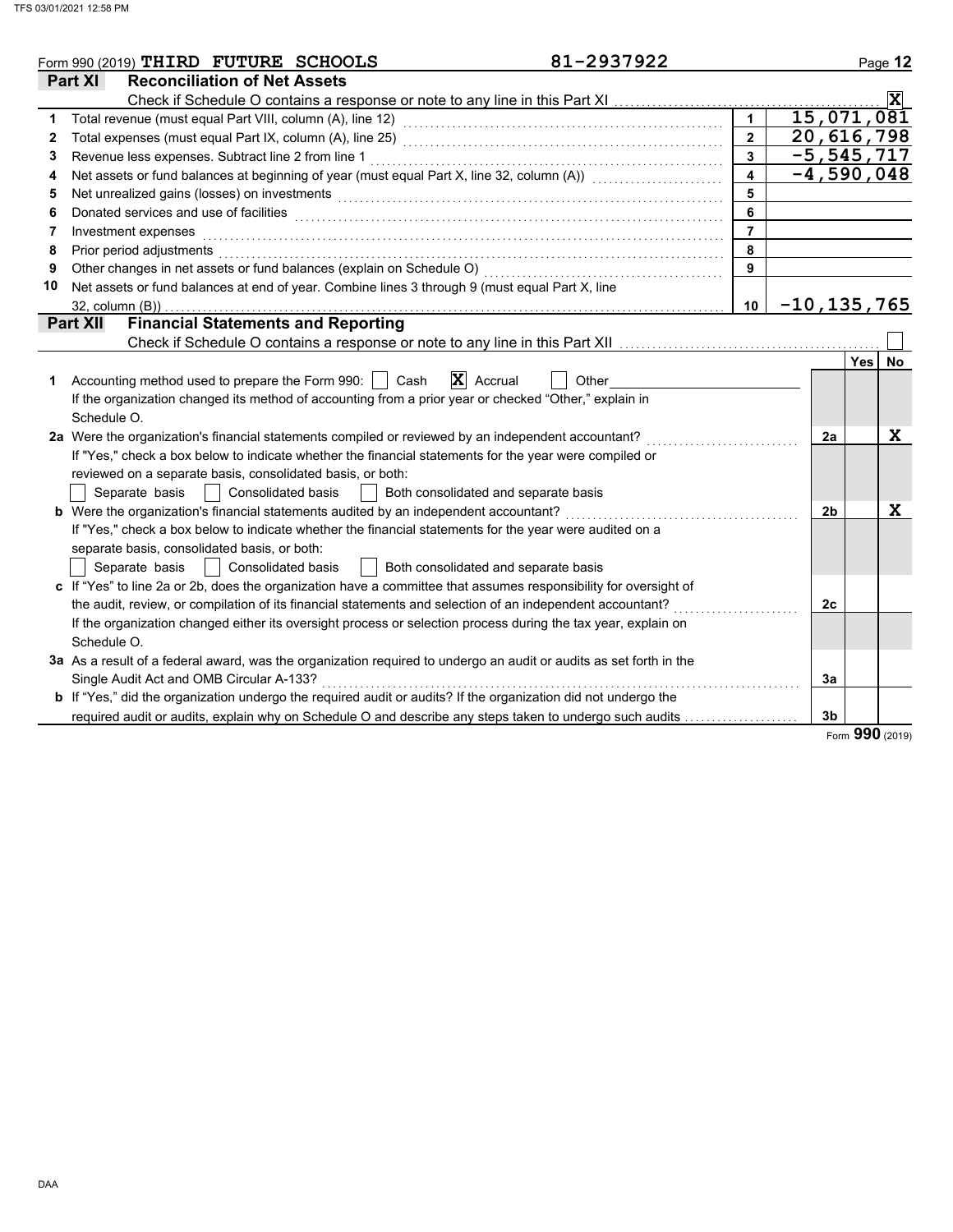Form 990 (2019) **THIRD FUTURE SCHOOLS** 81-2937922

## Part XI Reconciliation of Net Assets

Check if Schedule O contains a response or note to any line in this Part XI ..... [X]

| | | | |
|---|---|---|---|
| 1 | Total revenue (must equal Part VIII, column (A), line 12) | 1 | 15,071,081 |
| 2 | Total expenses (must equal Part IX, column (A), line 25) | 2 | 20,616,798 |
| 3 | Revenue less expenses. Subtract line 2 from line 1 | 3 | -5,545,717 |
| 4 | Net assets or fund balances at beginning of year (must equal Part X, line 32, column (A)) | 4 | -4,590,048 |
| 5 | Net unrealized gains (losses) on investments | 5 | |
| 6 | Donated services and use of facilities | 6 | |
| 7 | Investment expenses | 7 | |
| 8 | Prior period adjustments | 8 | |
| 9 | Other changes in net assets or fund balances (explain on Schedule O) | 9 | |
| 10 | Net assets or fund balances at end of year. Combine lines 3 through 9 (must equal Part X, line 32, column (B)) | 10 | -10,135,765 |

## Part XII Financial Statements and Reporting

Check if Schedule O contains a response or note to any line in this Part XII ..... [ ]

| | | | Yes | No |
|---|---|---|---|---|
| 1 | Accounting method used to prepare the Form 990: [ ] Cash [X] Accrual [ ] Other<br>If the organization changed its method of accounting from a prior year or checked "Other," explain in Schedule O. | | | |
| 2a | Were the organization's financial statements compiled or reviewed by an independent accountant?<br>If "Yes," check a box below to indicate whether the financial statements for the year were compiled or reviewed on a separate basis, consolidated basis, or both:<br>[ ] Separate basis [ ] Consolidated basis [ ] Both consolidated and separate basis | 2a | | X |
| b | Were the organization's financial statements audited by an independent accountant?<br>If "Yes," check a box below to indicate whether the financial statements for the year were audited on a separate basis, consolidated basis, or both:<br>[ ] Separate basis [ ] Consolidated basis [ ] Both consolidated and separate basis | 2b | | X |
| c | If "Yes" to line 2a or 2b, does the organization have a committee that assumes responsibility for oversight of the audit, review, or compilation of its financial statements and selection of an independent accountant?<br>If the organization changed either its oversight process or selection process during the tax year, explain on Schedule O. | 2c | | |
| 3a | As a result of a federal award, was the organization required to undergo an audit or audits as set forth in the Single Audit Act and OMB Circular A-133? | 3a | | |
| b | If "Yes," did the organization undergo the required audit or audits? If the organization did not undergo the required audit or audits, explain why on Schedule O and describe any steps taken to undergo such audits | 3b | | |

Form **990** (2019)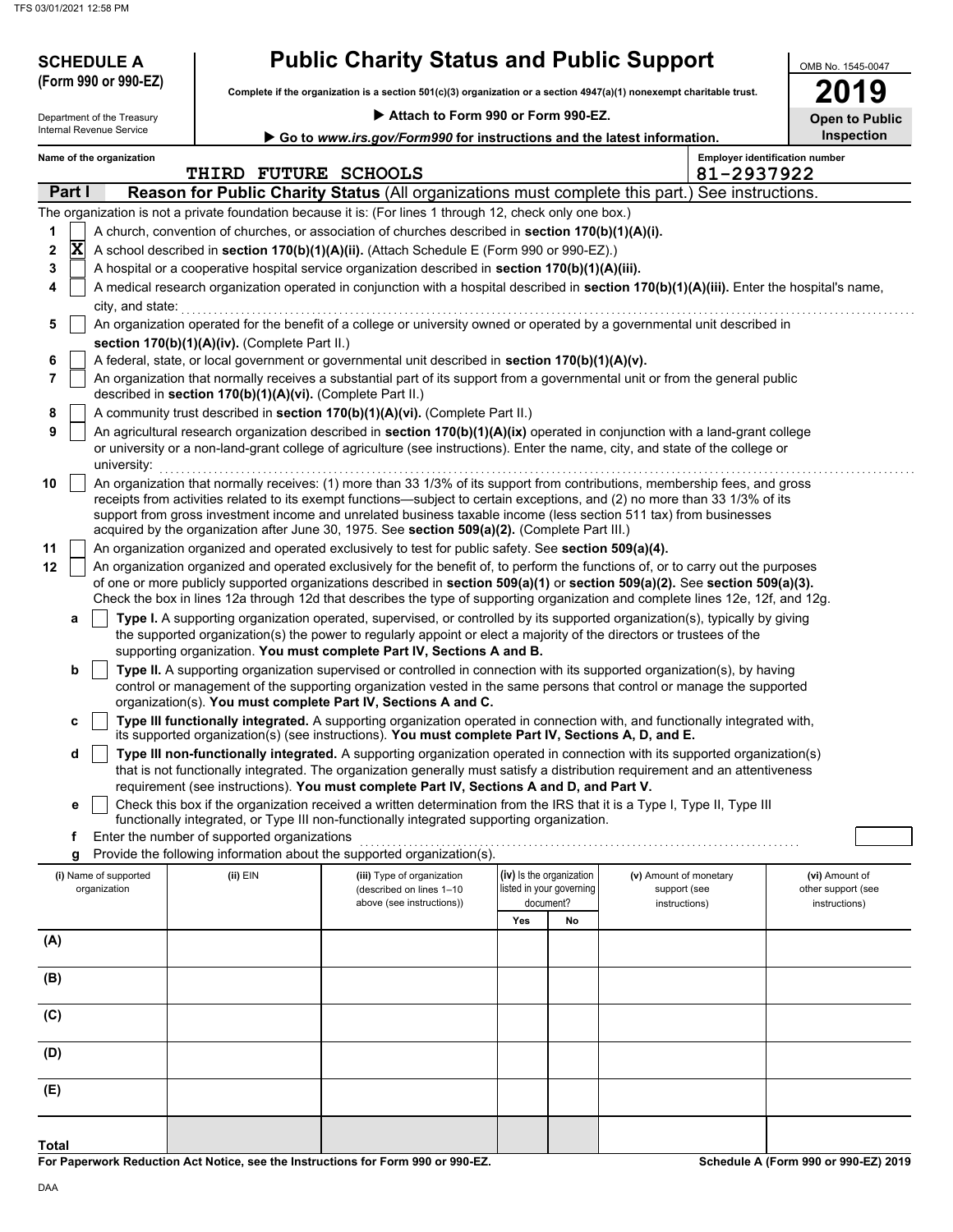**SCHEDULE A (Form 990 or 990-EZ)**

Department of the Treasury
Internal Revenue Service

# Public Charity Status and Public Support

**Complete if the organization is a section 501(c)(3) organization or a section 4947(a)(1) nonexempt charitable trust.**

▶ **Attach to Form 990 or Form 990-EZ.**

▶ **Go to *www.irs.gov/Form990* for instructions and the latest information.**

OMB No. 1545-0047

**2019**

**Open to Public Inspection**

**Name of the organization:** THIRD FUTURE SCHOOLS

**Employer identification number:** 81-2937922

## Part I — Reason for Public Charity Status (All organizations must complete this part.) See instructions.

The organization is not a private foundation because it is: (For lines 1 through 12, check only one box.)

1. [ ] A church, convention of churches, or association of churches described in **section 170(b)(1)(A)(i).**
2. [X] A school described in **section 170(b)(1)(A)(ii).** (Attach Schedule E (Form 990 or 990-EZ).)
3. [ ] A hospital or a cooperative hospital service organization described in **section 170(b)(1)(A)(iii).**
4. [ ] A medical research organization operated in conjunction with a hospital described in **section 170(b)(1)(A)(iii).** Enter the hospital's name, city, and state:
5. [ ] An organization operated for the benefit of a college or university owned or operated by a governmental unit described in **section 170(b)(1)(A)(iv).** (Complete Part II.)
6. [ ] A federal, state, or local government or governmental unit described in **section 170(b)(1)(A)(v).**
7. [ ] An organization that normally receives a substantial part of its support from a governmental unit or from the general public described in **section 170(b)(1)(A)(vi).** (Complete Part II.)
8. [ ] A community trust described in **section 170(b)(1)(A)(vi).** (Complete Part II.)
9. [ ] An agricultural research organization described in **section 170(b)(1)(A)(ix)** operated in conjunction with a land-grant college or university or a non-land-grant college of agriculture (see instructions). Enter the name, city, and state of the college or university:
10. [ ] An organization that normally receives: (1) more than 33 1/3% of its support from contributions, membership fees, and gross receipts from activities related to its exempt functions—subject to certain exceptions, and (2) no more than 33 1/3% of its support from gross investment income and unrelated business taxable income (less section 511 tax) from businesses acquired by the organization after June 30, 1975. See **section 509(a)(2).** (Complete Part III.)
11. [ ] An organization organized and operated exclusively to test for public safety. See **section 509(a)(4).**
12. [ ] An organization organized and operated exclusively for the benefit of, to perform the functions of, or to carry out the purposes of one or more publicly supported organizations described in **section 509(a)(1)** or **section 509(a)(2).** See **section 509(a)(3).** Check the box in lines 12a through 12d that describes the type of supporting organization and complete lines 12e, 12f, and 12g.
    - **a** [ ] **Type I.** A supporting organization operated, supervised, or controlled by its supported organization(s), typically by giving the supported organization(s) the power to regularly appoint or elect a majority of the directors or trustees of the supporting organization. **You must complete Part IV, Sections A and B.**
    - **b** [ ] **Type II.** A supporting organization supervised or controlled in connection with its supported organization(s), by having control or management of the supporting organization vested in the same persons that control or manage the supported organization(s). **You must complete Part IV, Sections A and C.**
    - **c** [ ] **Type III functionally integrated.** A supporting organization operated in connection with, and functionally integrated with, its supported organization(s) (see instructions). **You must complete Part IV, Sections A, D, and E.**
    - **d** [ ] **Type III non-functionally integrated.** A supporting organization operated in connection with its supported organization(s) that is not functionally integrated. The organization generally must satisfy a distribution requirement and an attentiveness requirement (see instructions). **You must complete Part IV, Sections A and D, and Part V.**
    - **e** [ ] Check this box if the organization received a written determination from the IRS that it is a Type I, Type II, Type III functionally integrated, or Type III non-functionally integrated supporting organization.
    - **f** Enter the number of supported organizations
    - **g** Provide the following information about the supported organization(s).

| (i) Name of supported organization | (ii) EIN | (iii) Type of organization (described on lines 1–10 above (see instructions)) | (iv) Is the organization listed in your governing document? Yes | No | (v) Amount of monetary support (see instructions) | (vi) Amount of other support (see instructions) |
|---|---|---|---|---|---|---|
| (A) | | | | | | |
| (B) | | | | | | |
| (C) | | | | | | |
| (D) | | | | | | |
| (E) | | | | | | |
| **Total** | | | | | | |

**For Paperwork Reduction Act Notice, see the Instructions for Form 990 or 990-EZ.**

**Schedule A (Form 990 or 990-EZ) 2019**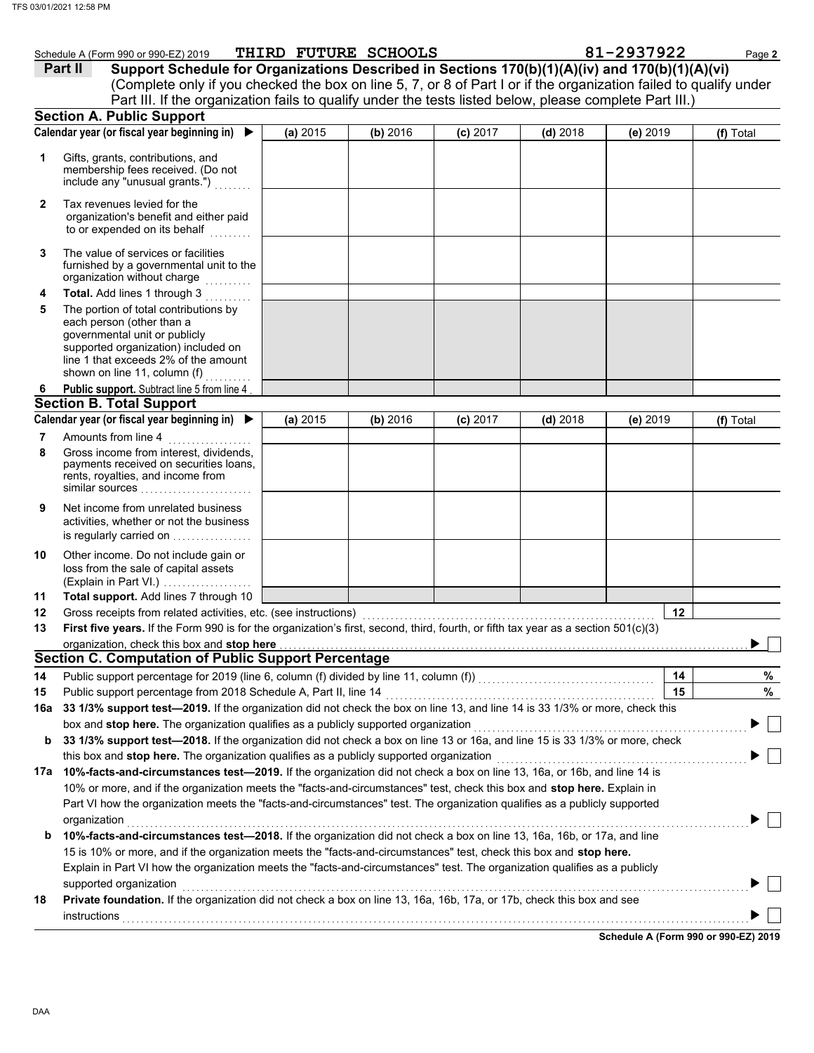Schedule A (Form 990 or 990-EZ) 2019 THIRD FUTURE SCHOOLS 81-2937922 Page **2**

**Part II** **Support Schedule for Organizations Described in Sections 170(b)(1)(A)(iv) and 170(b)(1)(A)(vi)**
(Complete only if you checked the box on line 5, 7, or 8 of Part I or if the organization failed to qualify under Part III. If the organization fails to qualify under the tests listed below, please complete Part III.)

## Section A. Public Support

| Calendar year (or fiscal year beginning in) ▶ | (a) 2015 | (b) 2016 | (c) 2017 | (d) 2018 | (e) 2019 | (f) Total |
|---|---|---|---|---|---|---|
| **1** Gifts, grants, contributions, and membership fees received. (Do not include any "unusual grants.") | | | | | | |
| **2** Tax revenues levied for the organization's benefit and either paid to or expended on its behalf | | | | | | |
| **3** The value of services or facilities furnished by a governmental unit to the organization without charge | | | | | | |
| **4** **Total.** Add lines 1 through 3 | | | | | | |
| **5** The portion of total contributions by each person (other than a governmental unit or publicly supported organization) included on line 1 that exceeds 2% of the amount shown on line 11, column (f) | | | | | | |
| **6** **Public support.** Subtract line 5 from line 4 | | | | | | |

## Section B. Total Support

| Calendar year (or fiscal year beginning in) ▶ | (a) 2015 | (b) 2016 | (c) 2017 | (d) 2018 | (e) 2019 | (f) Total |
|---|---|---|---|---|---|---|
| **7** Amounts from line 4 | | | | | | |
| **8** Gross income from interest, dividends, payments received on securities loans, rents, royalties, and income from similar sources | | | | | | |
| **9** Net income from unrelated business activities, whether or not the business is regularly carried on | | | | | | |
| **10** Other income. Do not include gain or loss from the sale of capital assets (Explain in Part VI.) | | | | | | |
| **11** **Total support.** Add lines 7 through 10 | | | | | | |

**12** Gross receipts from related activities, etc. (see instructions) **12**

**13** **First five years.** If the Form 990 is for the organization's first, second, third, fourth, or fifth tax year as a section 501(c)(3) organization, check this box and **stop here** ▶ ☐

## Section C. Computation of Public Support Percentage

**14** Public support percentage for 2019 (line 6, column (f) divided by line 11, column (f)) **14** %

**15** Public support percentage from 2018 Schedule A, Part II, line 14 **15** %

**16a** **33 1/3% support test—2019.** If the organization did not check the box on line 13, and line 14 is 33 1/3% or more, check this box and **stop here.** The organization qualifies as a publicly supported organization ▶ ☐

**b** **33 1/3% support test—2018.** If the organization did not check a box on line 13 or 16a, and line 15 is 33 1/3% or more, check this box and **stop here.** The organization qualifies as a publicly supported organization ▶ ☐

**17a** **10%-facts-and-circumstances test—2019.** If the organization did not check a box on line 13, 16a, or 16b, and line 14 is 10% or more, and if the organization meets the "facts-and-circumstances" test, check this box and **stop here.** Explain in Part VI how the organization meets the "facts-and-circumstances" test. The organization qualifies as a publicly supported organization ▶ ☐

**b** **10%-facts-and-circumstances test—2018.** If the organization did not check a box on line 13, 16a, 16b, or 17a, and line 15 is 10% or more, and if the organization meets the "facts-and-circumstances" test, check this box and **stop here.** Explain in Part VI how the organization meets the "facts-and-circumstances" test. The organization qualifies as a publicly supported organization ▶ ☐

**18** **Private foundation.** If the organization did not check a box on line 13, 16a, 16b, 17a, or 17b, check this box and see instructions ▶ ☐

**Schedule A (Form 990 or 990-EZ) 2019**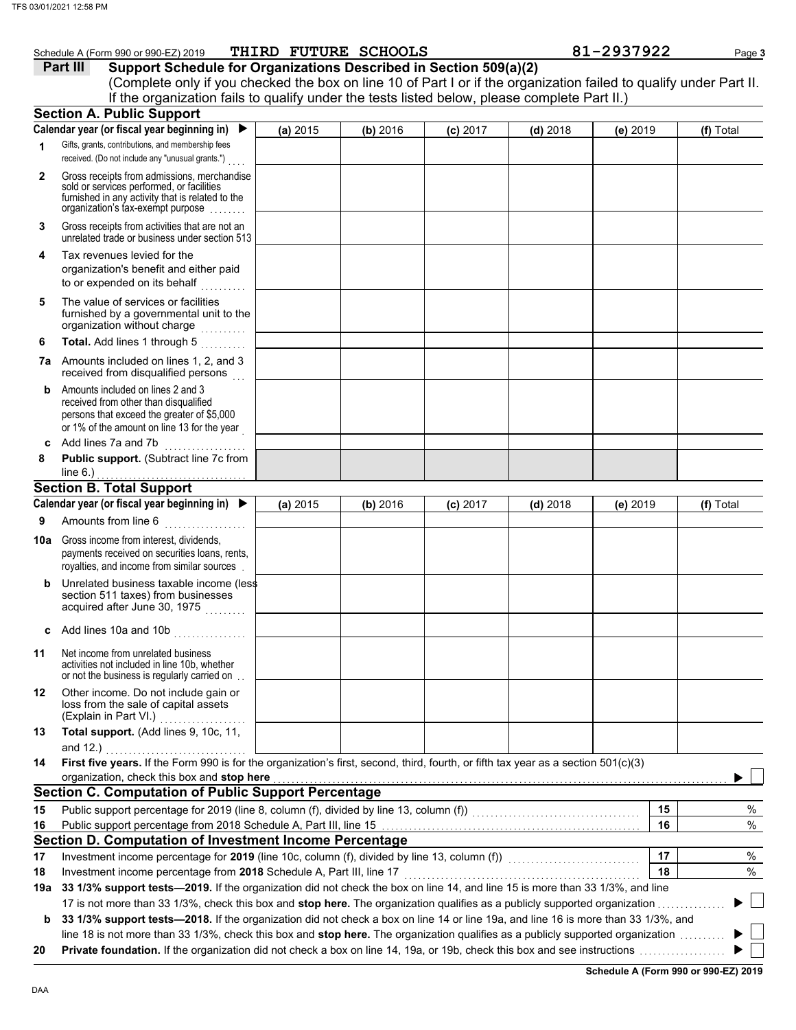Schedule A (Form 990 or 990-EZ) 2019 THIRD FUTURE SCHOOLS 81-2937922

**Part III Support Schedule for Organizations Described in Section 509(a)(2)**

(Complete only if you checked the box on line 10 of Part I or if the organization failed to qualify under Part II. If the organization fails to qualify under the tests listed below, please complete Part II.)

## Section A. Public Support

| Calendar year (or fiscal year beginning in) ▶ | (a) 2015 | (b) 2016 | (c) 2017 | (d) 2018 | (e) 2019 | (f) Total |
|---|---|---|---|---|---|---|
| **1** Gifts, grants, contributions, and membership fees received. (Do not include any "unusual grants.") | | | | | | |
| **2** Gross receipts from admissions, merchandise sold or services performed, or facilities furnished in any activity that is related to the organization's tax-exempt purpose | | | | | | |
| **3** Gross receipts from activities that are not an unrelated trade or business under section 513 | | | | | | |
| **4** Tax revenues levied for the organization's benefit and either paid to or expended on its behalf | | | | | | |
| **5** The value of services or facilities furnished by a governmental unit to the organization without charge | | | | | | |
| **6** **Total.** Add lines 1 through 5 | | | | | | |
| **7a** Amounts included on lines 1, 2, and 3 received from disqualified persons | | | | | | |
| **b** Amounts included on lines 2 and 3 received from other than disqualified persons that exceed the greater of $5,000 or 1% of the amount on line 13 for the year | | | | | | |
| **c** Add lines 7a and 7b | | | | | | |
| **8** **Public support.** (Subtract line 7c from line 6.) | | | | | | |

## Section B. Total Support

| Calendar year (or fiscal year beginning in) ▶ | (a) 2015 | (b) 2016 | (c) 2017 | (d) 2018 | (e) 2019 | (f) Total |
|---|---|---|---|---|---|---|
| **9** Amounts from line 6 | | | | | | |
| **10a** Gross income from interest, dividends, payments received on securities loans, rents, royalties, and income from similar sources | | | | | | |
| **b** Unrelated business taxable income (less section 511 taxes) from businesses acquired after June 30, 1975 | | | | | | |
| **c** Add lines 10a and 10b | | | | | | |
| **11** Net income from unrelated business activities not included in line 10b, whether or not the business is regularly carried on | | | | | | |
| **12** Other income. Do not include gain or loss from the sale of capital assets (Explain in Part VI.) | | | | | | |
| **13** **Total support.** (Add lines 9, 10c, 11, and 12.) | | | | | | |

**14** **First five years.** If the Form 990 is for the organization's first, second, third, fourth, or fifth tax year as a section 501(c)(3) organization, check this box and **stop here** ▶ ☐

## Section C. Computation of Public Support Percentage

| | | | |
|---|---|---|---|
| **15** | Public support percentage for 2019 (line 8, column (f), divided by line 13, column (f)) | 15 | % |
| **16** | Public support percentage from 2018 Schedule A, Part III, line 15 | 16 | % |

## Section D. Computation of Investment Income Percentage

| | | | |
|---|---|---|---|
| **17** | Investment income percentage for **2019** (line 10c, column (f), divided by line 13, column (f)) | 17 | % |
| **18** | Investment income percentage from **2018** Schedule A, Part III, line 17 | 18 | % |

**19a** **33 1/3% support tests—2019.** If the organization did not check the box on line 14, and line 15 is more than 33 1/3%, and line 17 is not more than 33 1/3%, check this box and **stop here.** The organization qualifies as a publicly supported organization ▶ ☐

**b** **33 1/3% support tests—2018.** If the organization did not check a box on line 14 or line 19a, and line 16 is more than 33 1/3%, and line 18 is not more than 33 1/3%, check this box and **stop here.** The organization qualifies as a publicly supported organization ▶ ☐

**20** **Private foundation.** If the organization did not check a box on line 14, 19a, or 19b, check this box and see instructions ▶ ☐

**Schedule A (Form 990 or 990-EZ) 2019**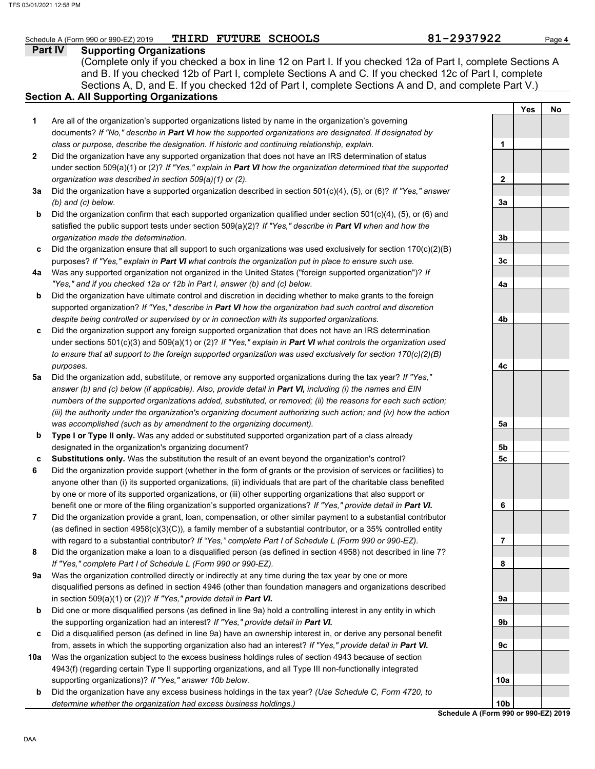Schedule A (Form 990 or 990-EZ) 2019 **THIRD FUTURE SCHOOLS** **81-2937922**

## Part IV Supporting Organizations

(Complete only if you checked a box in line 12 on Part I. If you checked 12a of Part I, complete Sections A and B. If you checked 12b of Part I, complete Sections A and C. If you checked 12c of Part I, complete Sections A, D, and E. If you checked 12d of Part I, complete Sections A and D, and complete Part V.)

### Section A. All Supporting Organizations

| | | | Yes | No |
|---|---|---|---|---|
| **1** | Are all of the organization's supported organizations listed by name in the organization's governing documents? *If "No," describe in **Part VI** how the supported organizations are designated. If designated by class or purpose, describe the designation. If historic and continuing relationship, explain.* | **1** | | |
| **2** | Did the organization have any supported organization that does not have an IRS determination of status under section 509(a)(1) or (2)? *If "Yes," explain in **Part VI** how the organization determined that the supported organization was described in section 509(a)(1) or (2).* | **2** | | |
| **3a** | Did the organization have a supported organization described in section 501(c)(4), (5), or (6)? *If "Yes," answer (b) and (c) below.* | **3a** | | |
| **b** | Did the organization confirm that each supported organization qualified under section 501(c)(4), (5), or (6) and satisfied the public support tests under section 509(a)(2)? *If "Yes," describe in **Part VI** when and how the organization made the determination.* | **3b** | | |
| **c** | Did the organization ensure that all support to such organizations was used exclusively for section 170(c)(2)(B) purposes? *If "Yes," explain in **Part VI** what controls the organization put in place to ensure such use.* | **3c** | | |
| **4a** | Was any supported organization not organized in the United States ("foreign supported organization")? *If "Yes," and if you checked 12a or 12b in Part I, answer (b) and (c) below.* | **4a** | | |
| **b** | Did the organization have ultimate control and discretion in deciding whether to make grants to the foreign supported organization? *If "Yes," describe in **Part VI** how the organization had such control and discretion despite being controlled or supervised by or in connection with its supported organizations.* | **4b** | | |
| **c** | Did the organization support any foreign supported organization that does not have an IRS determination under sections 501(c)(3) and 509(a)(1) or (2)? *If "Yes," explain in **Part VI** what controls the organization used to ensure that all support to the foreign supported organization was used exclusively for section 170(c)(2)(B) purposes.* | **4c** | | |
| **5a** | Did the organization add, substitute, or remove any supported organizations during the tax year? *If "Yes," answer (b) and (c) below (if applicable). Also, provide detail in **Part VI,** including (i) the names and EIN numbers of the supported organizations added, substituted, or removed; (ii) the reasons for each such action; (iii) the authority under the organization's organizing document authorizing such action; and (iv) how the action was accomplished (such as by amendment to the organizing document).* | **5a** | | |
| **b** | **Type I or Type II only.** Was any added or substituted supported organization part of a class already designated in the organization's organizing document? | **5b** | | |
| **c** | **Substitutions only.** Was the substitution the result of an event beyond the organization's control? | **5c** | | |
| **6** | Did the organization provide support (whether in the form of grants or the provision of services or facilities) to anyone other than (i) its supported organizations, (ii) individuals that are part of the charitable class benefited by one or more of its supported organizations, or (iii) other supporting organizations that also support or benefit one or more of the filing organization's supported organizations? *If "Yes," provide detail in **Part VI.*** | **6** | | |
| **7** | Did the organization provide a grant, loan, compensation, or other similar payment to a substantial contributor (as defined in section 4958(c)(3)(C)), a family member of a substantial contributor, or a 35% controlled entity with regard to a substantial contributor? *If "Yes," complete Part I of Schedule L (Form 990 or 990-EZ).* | **7** | | |
| **8** | Did the organization make a loan to a disqualified person (as defined in section 4958) not described in line 7? *If "Yes," complete Part I of Schedule L (Form 990 or 990-EZ).* | **8** | | |
| **9a** | Was the organization controlled directly or indirectly at any time during the tax year by one or more disqualified persons as defined in section 4946 (other than foundation managers and organizations described in section 509(a)(1) or (2))? *If "Yes," provide detail in **Part VI.*** | **9a** | | |
| **b** | Did one or more disqualified persons (as defined in line 9a) hold a controlling interest in any entity in which the supporting organization had an interest? *If "Yes," provide detail in **Part VI.*** | **9b** | | |
| **c** | Did a disqualified person (as defined in line 9a) have an ownership interest in, or derive any personal benefit from, assets in which the supporting organization also had an interest? *If "Yes," provide detail in **Part VI.*** | **9c** | | |
| **10a** | Was the organization subject to the excess business holdings rules of section 4943 because of section 4943(f) (regarding certain Type II supporting organizations, and all Type III non-functionally integrated supporting organizations)? *If "Yes," answer 10b below.* | **10a** | | |
| **b** | Did the organization have any excess business holdings in the tax year? *(Use Schedule C, Form 4720, to determine whether the organization had excess business holdings.)* | **10b** | | |

**Schedule A (Form 990 or 990-EZ) 2019**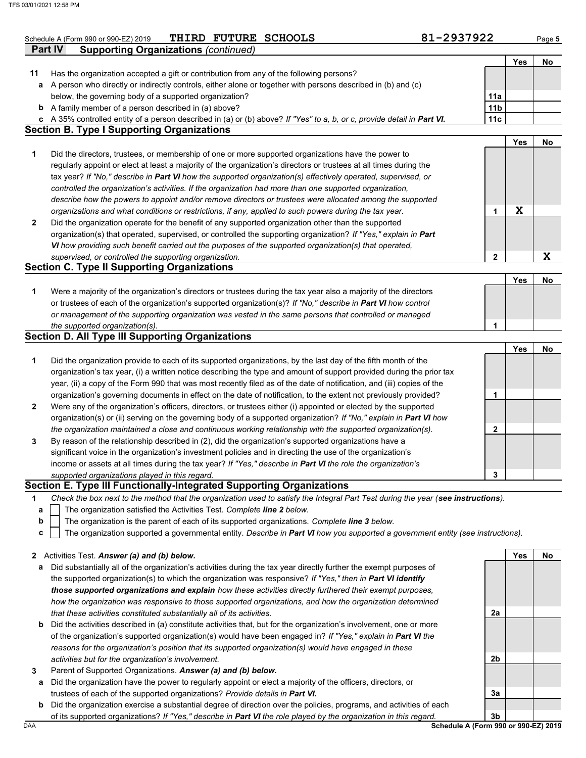Schedule A (Form 990 or 990-EZ) 2019 THIRD FUTURE SCHOOLS 81-2937922

## Part IV Supporting Organizations *(continued)*

| | | | Yes | No |
|---|---|---|---|---|
| **11** | Has the organization accepted a gift or contribution from any of the following persons? | | | |
| **a** | A person who directly or indirectly controls, either alone or together with persons described in (b) and (c) below, the governing body of a supported organization? | **11a** | | |
| **b** | A family member of a person described in (a) above? | **11b** | | |
| **c** | A 35% controlled entity of a person described in (a) or (b) above? *If "Yes" to a, b, or c, provide detail in* ***Part VI.*** | **11c** | | |

### Section B. Type I Supporting Organizations

| | | | Yes | No |
|---|---|---|---|---|
| **1** | Did the directors, trustees, or membership of one or more supported organizations have the power to regularly appoint or elect at least a majority of the organization's directors or trustees at all times during the tax year? *If "No," describe in* ***Part VI*** *how the supported organization(s) effectively operated, supervised, or controlled the organization's activities. If the organization had more than one supported organization, describe how the powers to appoint and/or remove directors or trustees were allocated among the supported organizations and what conditions or restrictions, if any, applied to such powers during the tax year.* | **1** | X | |
| **2** | Did the organization operate for the benefit of any supported organization other than the supported organization(s) that operated, supervised, or controlled the supporting organization? *If "Yes," explain in* ***Part VI*** *how providing such benefit carried out the purposes of the supported organization(s) that operated, supervised, or controlled the supporting organization.* | **2** | | X |

### Section C. Type II Supporting Organizations

| | | | Yes | No |
|---|---|---|---|---|
| **1** | Were a majority of the organization's directors or trustees during the tax year also a majority of the directors or trustees of each of the organization's supported organization(s)? *If "No," describe in* ***Part VI*** *how control or management of the supporting organization was vested in the same persons that controlled or managed the supported organization(s).* | **1** | | |

### Section D. All Type III Supporting Organizations

| | | | Yes | No |
|---|---|---|---|---|
| **1** | Did the organization provide to each of its supported organizations, by the last day of the fifth month of the organization's tax year, (i) a written notice describing the type and amount of support provided during the prior tax year, (ii) a copy of the Form 990 that was most recently filed as of the date of notification, and (iii) copies of the organization's governing documents in effect on the date of notification, to the extent not previously provided? | **1** | | |
| **2** | Were any of the organization's officers, directors, or trustees either (i) appointed or elected by the supported organization(s) or (ii) serving on the governing body of a supported organization? *If "No," explain in* ***Part VI*** *how the organization maintained a close and continuous working relationship with the supported organization(s).* | **2** | | |
| **3** | By reason of the relationship described in (2), did the organization's supported organizations have a significant voice in the organization's investment policies and in directing the use of the organization's income or assets at all times during the tax year? *If "Yes," describe in* ***Part VI*** *the role the organization's supported organizations played in this regard.* | **3** | | |

### Section E. Type III Functionally-Integrated Supporting Organizations

**1** *Check the box next to the method that the organization used to satisfy the Integral Part Test during the year (****see instructions****).*

- **a** ☐ The organization satisfied the Activities Test. *Complete* ***line 2*** *below.*
- **b** ☐ The organization is the parent of each of its supported organizations. *Complete* ***line 3*** *below.*
- **c** ☐ The organization supported a governmental entity. *Describe in* ***Part VI*** *how you supported a government entity (see instructions).*

| | | | Yes | No |
|---|---|---|---|---|
| **2** | Activities Test. ***Answer (a) and (b) below.*** | | | |
| **a** | Did substantially all of the organization's activities during the tax year directly further the exempt purposes of the supported organization(s) to which the organization was responsive? *If "Yes," then in* ***Part VI identify those supported organizations and explain*** *how these activities directly furthered their exempt purposes, how the organization was responsive to those supported organizations, and how the organization determined that these activities constituted substantially all of its activities.* | **2a** | | |
| **b** | Did the activities described in (a) constitute activities that, but for the organization's involvement, one or more of the organization's supported organization(s) would have been engaged in? *If "Yes," explain in* ***Part VI*** *the reasons for the organization's position that its supported organization(s) would have engaged in these activities but for the organization's involvement.* | **2b** | | |
| **3** | Parent of Supported Organizations. ***Answer (a) and (b) below.*** | | | |
| **a** | Did the organization have the power to regularly appoint or elect a majority of the officers, directors, or trustees of each of the supported organizations? *Provide details in* ***Part VI.*** | **3a** | | |
| **b** | Did the organization exercise a substantial degree of direction over the policies, programs, and activities of each of its supported organizations? *If "Yes," describe in* ***Part VI*** *the role played by the organization in this regard.* | **3b** | | |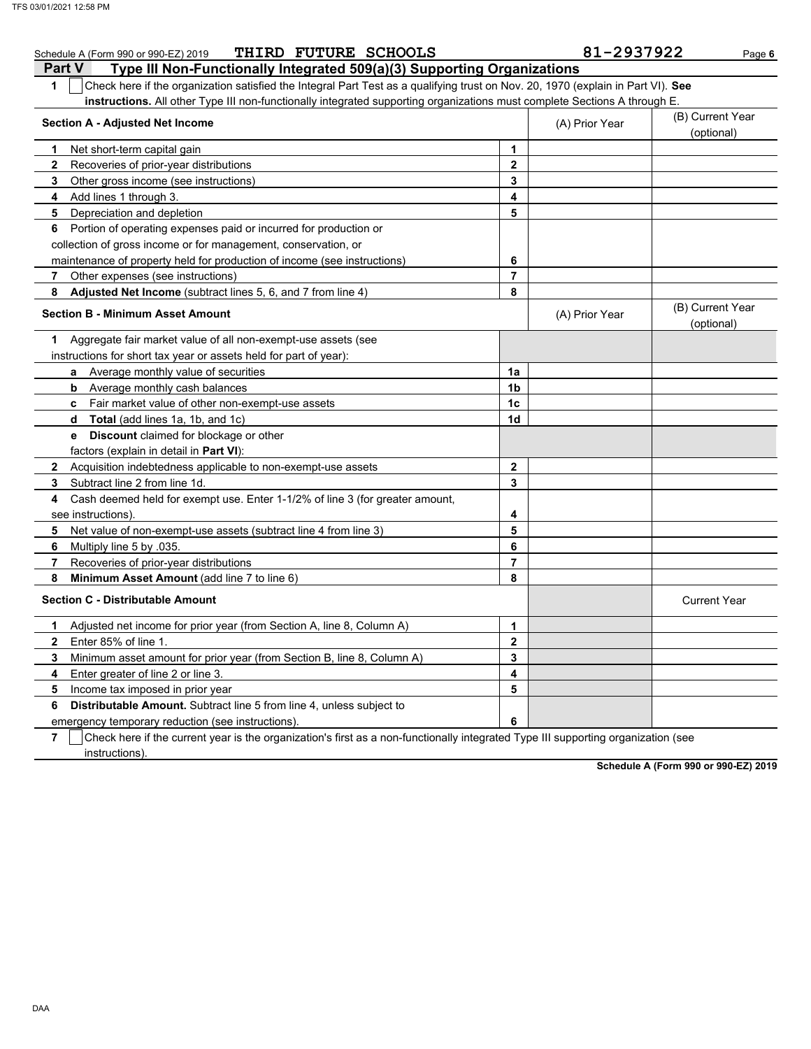Schedule A (Form 990 or 990-EZ) 2019 THIRD FUTURE SCHOOLS 81-2937922

## Part V Type III Non-Functionally Integrated 509(a)(3) Supporting Organizations

**1** ☐ Check here if the organization satisfied the Integral Part Test as a qualifying trust on Nov. 20, 1970 (explain in Part VI). **See instructions.** All other Type III non-functionally integrated supporting organizations must complete Sections A through E.

| **Section A - Adjusted Net Income** | | (A) Prior Year | (B) Current Year (optional) |
|---|---|---|---|
| **1** Net short-term capital gain | 1 | | |
| **2** Recoveries of prior-year distributions | 2 | | |
| **3** Other gross income (see instructions) | 3 | | |
| **4** Add lines 1 through 3. | 4 | | |
| **5** Depreciation and depletion | 5 | | |
| **6** Portion of operating expenses paid or incurred for production or collection of gross income or for management, conservation, or maintenance of property held for production of income (see instructions) | 6 | | |
| **7** Other expenses (see instructions) | 7 | | |
| **8** **Adjusted Net Income** (subtract lines 5, 6, and 7 from line 4) | 8 | | |

| **Section B - Minimum Asset Amount** | | (A) Prior Year | (B) Current Year (optional) |
|---|---|---|---|
| **1** Aggregate fair market value of all non-exempt-use assets (see instructions for short tax year or assets held for part of year): | | | |
| **a** Average monthly value of securities | 1a | | |
| **b** Average monthly cash balances | 1b | | |
| **c** Fair market value of other non-exempt-use assets | 1c | | |
| **d** **Total** (add lines 1a, 1b, and 1c) | 1d | | |
| **e** **Discount** claimed for blockage or other factors (explain in detail in **Part VI**): | | | |
| **2** Acquisition indebtedness applicable to non-exempt-use assets | 2 | | |
| **3** Subtract line 2 from line 1d. | 3 | | |
| **4** Cash deemed held for exempt use. Enter 1-1/2% of line 3 (for greater amount, see instructions). | 4 | | |
| **5** Net value of non-exempt-use assets (subtract line 4 from line 3) | 5 | | |
| **6** Multiply line 5 by .035. | 6 | | |
| **7** Recoveries of prior-year distributions | 7 | | |
| **8** **Minimum Asset Amount** (add line 7 to line 6) | 8 | | |

| **Section C - Distributable Amount** | | | Current Year |
|---|---|---|---|
| **1** Adjusted net income for prior year (from Section A, line 8, Column A) | 1 | | |
| **2** Enter 85% of line 1. | 2 | | |
| **3** Minimum asset amount for prior year (from Section B, line 8, Column A) | 3 | | |
| **4** Enter greater of line 2 or line 3. | 4 | | |
| **5** Income tax imposed in prior year | 5 | | |
| **6** **Distributable Amount.** Subtract line 5 from line 4, unless subject to emergency temporary reduction (see instructions). | 6 | | |

**7** ☐ Check here if the current year is the organization's first as a non-functionally integrated Type III supporting organization (see instructions).

**Schedule A (Form 990 or 990-EZ) 2019**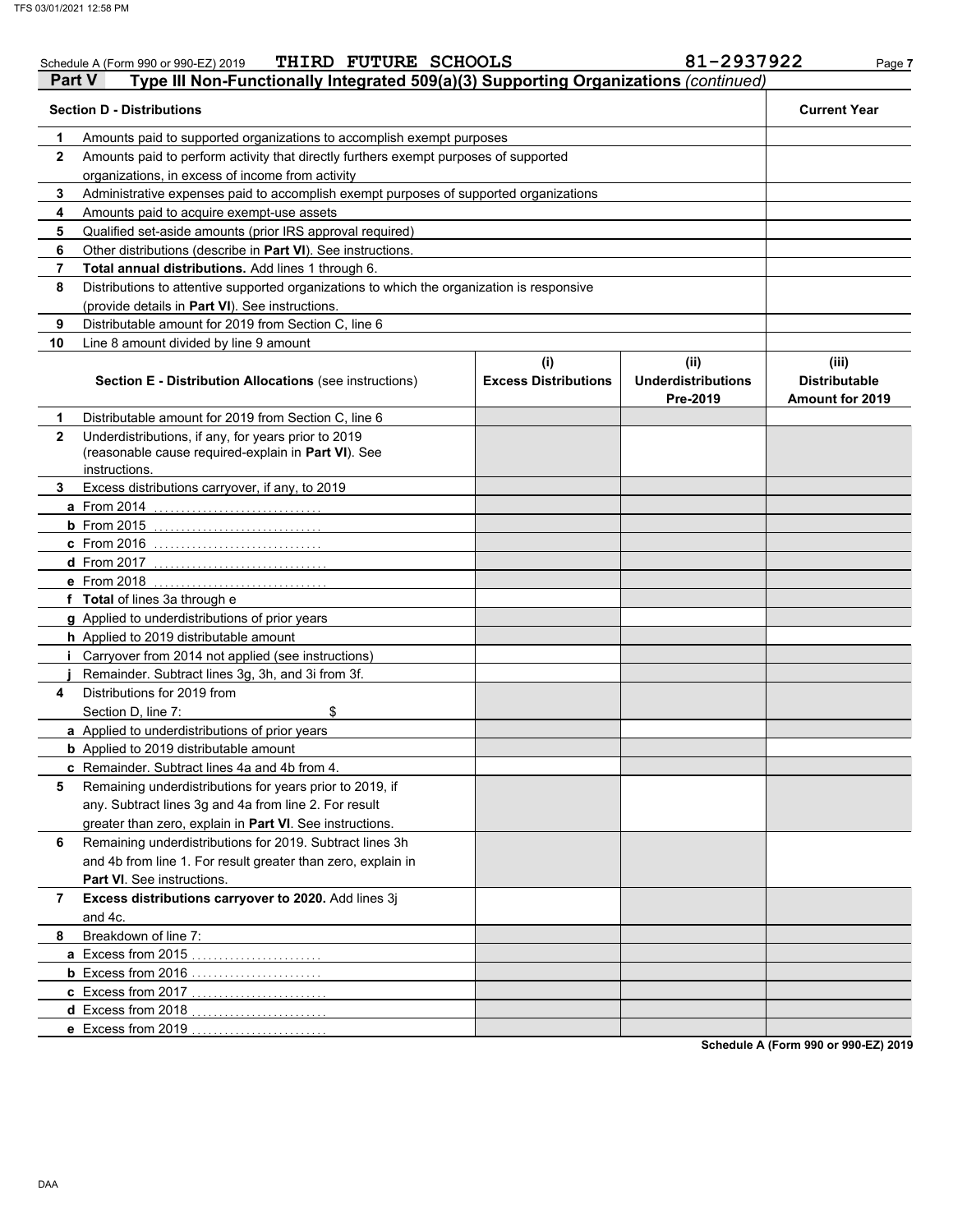Schedule A (Form 990 or 990-EZ) 2019 THIRD FUTURE SCHOOLS 81-2937922

## Part V Type III Non-Functionally Integrated 509(a)(3) Supporting Organizations *(continued)*

| | Section D - Distributions | Current Year |
|---|---|---|
| 1 | Amounts paid to supported organizations to accomplish exempt purposes | |
| 2 | Amounts paid to perform activity that directly furthers exempt purposes of supported organizations, in excess of income from activity | |
| 3 | Administrative expenses paid to accomplish exempt purposes of supported organizations | |
| 4 | Amounts paid to acquire exempt-use assets | |
| 5 | Qualified set-aside amounts (prior IRS approval required) | |
| 6 | Other distributions (describe in **Part VI**). See instructions. | |
| 7 | **Total annual distributions.** Add lines 1 through 6. | |
| 8 | Distributions to attentive supported organizations to which the organization is responsive (provide details in **Part VI**). See instructions. | |
| 9 | Distributable amount for 2019 from Section C, line 6 | |
| 10 | Line 8 amount divided by line 9 amount | |

| | Section E - Distribution Allocations (see instructions) | (i) Excess Distributions | (ii) Underdistributions Pre-2019 | (iii) Distributable Amount for 2019 |
|---|---|---|---|---|
| 1 | Distributable amount for 2019 from Section C, line 6 | | | |
| 2 | Underdistributions, if any, for years prior to 2019 (reasonable cause required-explain in **Part VI**). See instructions. | | | |
| 3 | Excess distributions carryover, if any, to 2019 | | | |
| a | From 2014 | | | |
| b | From 2015 | | | |
| c | From 2016 | | | |
| d | From 2017 | | | |
| e | From 2018 | | | |
| f | **Total** of lines 3a through e | | | |
| g | Applied to underdistributions of prior years | | | |
| h | Applied to 2019 distributable amount | | | |
| i | Carryover from 2014 not applied (see instructions) | | | |
| j | Remainder. Subtract lines 3g, 3h, and 3i from 3f. | | | |
| 4 | Distributions for 2019 from Section D, line 7: $ | | | |
| a | Applied to underdistributions of prior years | | | |
| b | Applied to 2019 distributable amount | | | |
| c | Remainder. Subtract lines 4a and 4b from 4. | | | |
| 5 | Remaining underdistributions for years prior to 2019, if any. Subtract lines 3g and 4a from line 2. For result greater than zero, explain in **Part VI**. See instructions. | | | |
| 6 | Remaining underdistributions for 2019. Subtract lines 3h and 4b from line 1. For result greater than zero, explain in **Part VI**. See instructions. | | | |
| 7 | **Excess distributions carryover to 2020.** Add lines 3j and 4c. | | | |
| 8 | Breakdown of line 7: | | | |
| a | Excess from 2015 | | | |
| b | Excess from 2016 | | | |
| c | Excess from 2017 | | | |
| d | Excess from 2018 | | | |
| e | Excess from 2019 | | | |

Schedule A (Form 990 or 990-EZ) 2019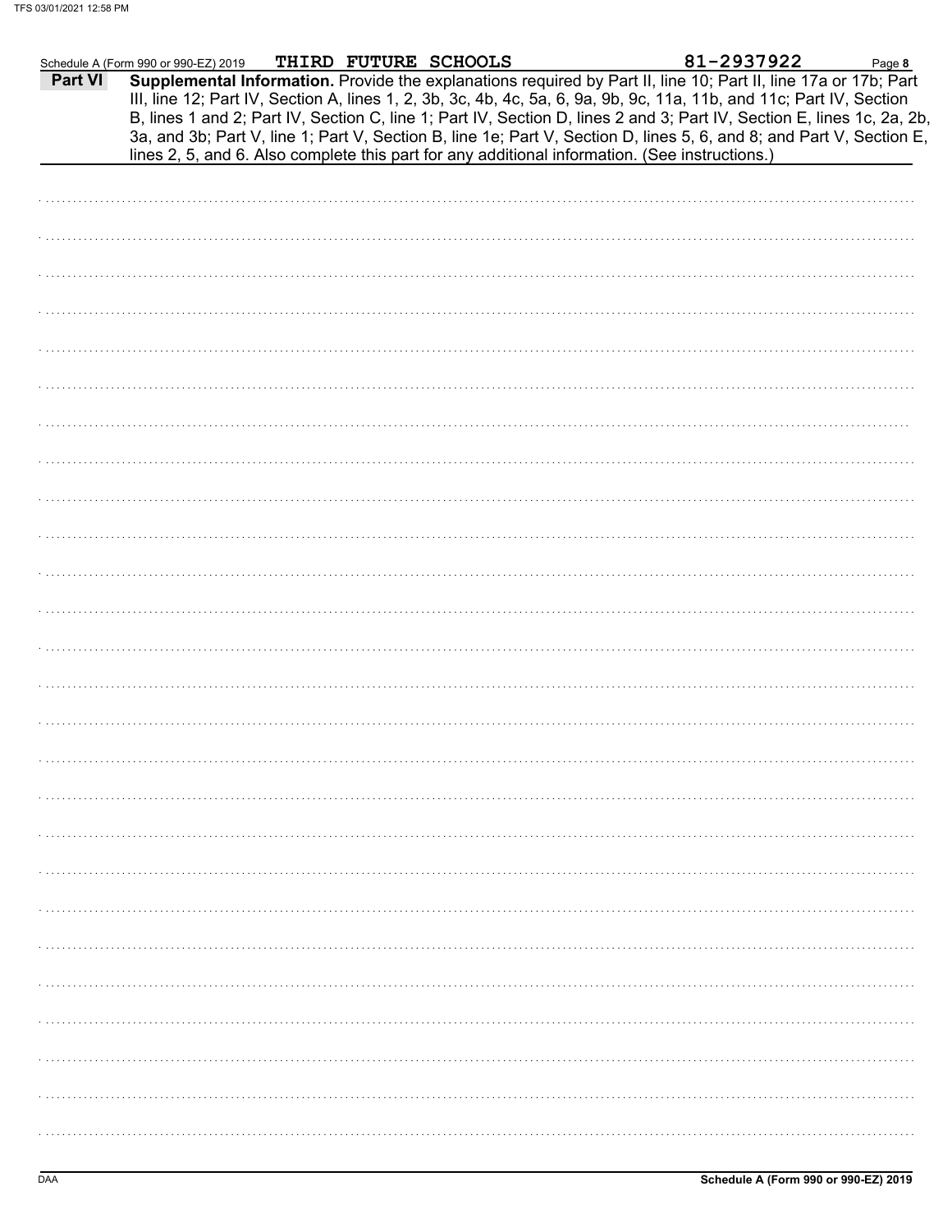Schedule A (Form 990 or 990-EZ) 2019 **THIRD FUTURE SCHOOLS** **81-2937922** Page **8**

**Part VI** **Supplemental Information.** Provide the explanations required by Part II, line 10; Part II, line 17a or 17b; Part III, line 12; Part IV, Section A, lines 1, 2, 3b, 3c, 4b, 4c, 5a, 6, 9a, 9b, 9c, 11a, 11b, and 11c; Part IV, Section B, lines 1 and 2; Part IV, Section C, line 1; Part IV, Section D, lines 2 and 3; Part IV, Section E, lines 1c, 2a, 2b, 3a, and 3b; Part V, line 1; Part V, Section B, line 1e; Part V, Section D, lines 5, 6, and 8; and Part V, Section E, lines 2, 5, and 6. Also complete this part for any additional information. (See instructions.)

**Schedule A (Form 990 or 990-EZ) 2019**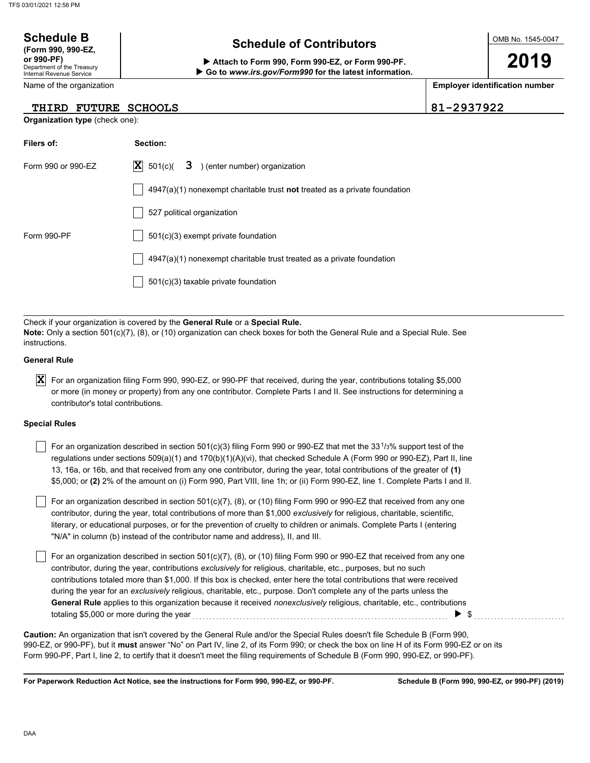**Schedule B**
**(Form 990, 990-EZ, or 990-PF)**
Department of the Treasury
Internal Revenue Service

# Schedule of Contributors

▶ **Attach to Form 990, Form 990-EZ, or Form 990-PF.**
▶ **Go to *www.irs.gov/Form990* for the latest information.**

OMB No. 1545-0047

**2019**

| Name of the organization | Employer identification number |
|---|---|
| THIRD FUTURE SCHOOLS | 81-2937922 |

**Organization type** (check one):

| Filers of: | Section: |
|---|---|
| Form 990 or 990-EZ | [X] 501(c)( 3 ) (enter number) organization |
| | [ ] 4947(a)(1) nonexempt charitable trust **not** treated as a private foundation |
| | [ ] 527 political organization |
| Form 990-PF | [ ] 501(c)(3) exempt private foundation |
| | [ ] 4947(a)(1) nonexempt charitable trust treated as a private foundation |
| | [ ] 501(c)(3) taxable private foundation |

Check if your organization is covered by the **General Rule** or a **Special Rule.**
**Note:** Only a section 501(c)(7), (8), or (10) organization can check boxes for both the General Rule and a Special Rule. See instructions.

**General Rule**

[X] For an organization filing Form 990, 990-EZ, or 990-PF that received, during the year, contributions totaling $5,000 or more (in money or property) from any one contributor. Complete Parts I and II. See instructions for determining a contributor's total contributions.

**Special Rules**

[ ] For an organization described in section 501(c)(3) filing Form 990 or 990-EZ that met the 33 1/3% support test of the regulations under sections 509(a)(1) and 170(b)(1)(A)(vi), that checked Schedule A (Form 990 or 990-EZ), Part II, line 13, 16a, or 16b, and that received from any one contributor, during the year, total contributions of the greater of **(1)** $5,000; or **(2)** 2% of the amount on (i) Form 990, Part VIII, line 1h; or (ii) Form 990-EZ, line 1. Complete Parts I and II.

[ ] For an organization described in section 501(c)(7), (8), or (10) filing Form 990 or 990-EZ that received from any one contributor, during the year, total contributions of more than $1,000 *exclusively* for religious, charitable, scientific, literary, or educational purposes, or for the prevention of cruelty to children or animals. Complete Parts I (entering "N/A" in column (b) instead of the contributor name and address), II, and III.

[ ] For an organization described in section 501(c)(7), (8), or (10) filing Form 990 or 990-EZ that received from any one contributor, during the year, contributions *exclusively* for religious, charitable, etc., purposes, but no such contributions totaled more than $1,000. If this box is checked, enter here the total contributions that were received during the year for an *exclusively* religious, charitable, etc., purpose. Don't complete any of the parts unless the **General Rule** applies to this organization because it received *nonexclusively* religious, charitable, etc., contributions totaling $5,000 or more during the year ▶ $ ..........

**Caution:** An organization that isn't covered by the General Rule and/or the Special Rules doesn't file Schedule B (Form 990, 990-EZ, or 990-PF), but it **must** answer "No" on Part IV, line 2, of its Form 990; or check the box on line H of its Form 990-EZ or on its Form 990-PF, Part I, line 2, to certify that it doesn't meet the filing requirements of Schedule B (Form 990, 990-EZ, or 990-PF).

**For Paperwork Reduction Act Notice, see the instructions for Form 990, 990-EZ, or 990-PF.** **Schedule B (Form 990, 990-EZ, or 990-PF) (2019)**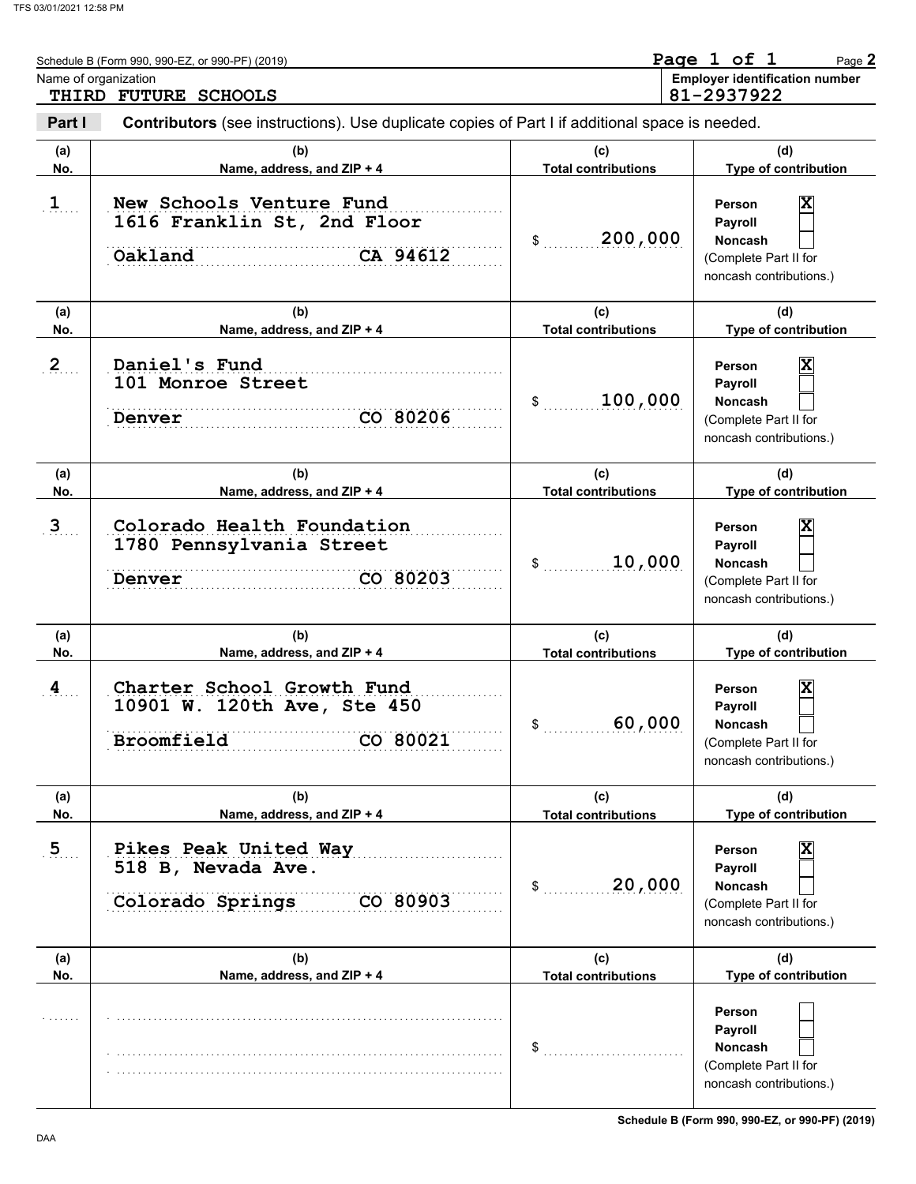Schedule B (Form 990, 990-EZ, or 990-PF) (2019)

Page 1 of 1

Name of organization: THIRD FUTURE SCHOOLS

Employer identification number: 81-2937922

**Part I** **Contributors** (see instructions). Use duplicate copies of Part I if additional space is needed.

| (a) No. | (b) Name, address, and ZIP + 4 | (c) Total contributions | (d) Type of contribution |
|---|---|---|---|
| 1 | New Schools Venture Fund<br>1616 Franklin St, 2nd Floor<br>Oakland CA 94612 | $ 200,000 | Person [X]<br>Payroll [ ]<br>Noncash [ ]<br>(Complete Part II for noncash contributions.) |
| 2 | Daniel's Fund<br>101 Monroe Street<br>Denver CO 80206 | $ 100,000 | Person [X]<br>Payroll [ ]<br>Noncash [ ]<br>(Complete Part II for noncash contributions.) |
| 3 | Colorado Health Foundation<br>1780 Pennsylvania Street<br>Denver CO 80203 | $ 10,000 | Person [X]<br>Payroll [ ]<br>Noncash [ ]<br>(Complete Part II for noncash contributions.) |
| 4 | Charter School Growth Fund<br>10901 W. 120th Ave, Ste 450<br>Broomfield CO 80021 | $ 60,000 | Person [X]<br>Payroll [ ]<br>Noncash [ ]<br>(Complete Part II for noncash contributions.) |
| 5 | Pikes Peak United Way<br>518 B, Nevada Ave.<br>Colorado Springs CO 80903 | $ 20,000 | Person [X]<br>Payroll [ ]<br>Noncash [ ]<br>(Complete Part II for noncash contributions.) |
| | | $ | Person [ ]<br>Payroll [ ]<br>Noncash [ ]<br>(Complete Part II for noncash contributions.) |

Schedule B (Form 990, 990-EZ, or 990-PF) (2019)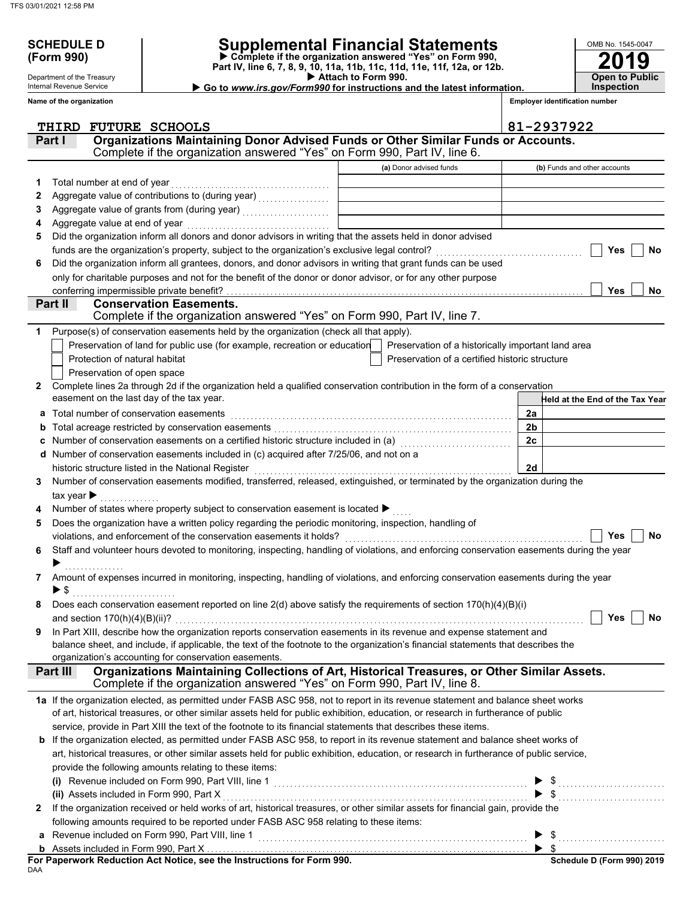**SCHEDULE D (Form 990)**

Department of the Treasury
Internal Revenue Service

# Supplemental Financial Statements

▶ Complete if the organization answered "Yes" on Form 990, Part IV, line 6, 7, 8, 9, 10, 11a, 11b, 11c, 11d, 11e, 11f, 12a, or 12b.
▶ Attach to Form 990.
▶ Go to *www.irs.gov/Form990* for instructions and the latest information.

OMB No. 1545-0047
**2019**
**Open to Public Inspection**

**Name of the organization:** THIRD FUTURE SCHOOLS
**Employer identification number:** 81-2937922

## Part I Organizations Maintaining Donor Advised Funds or Other Similar Funds or Accounts.
Complete if the organization answered "Yes" on Form 990, Part IV, line 6.

| | | (a) Donor advised funds | (b) Funds and other accounts |
|---|---|---|---|
| 1 | Total number at end of year | | |
| 2 | Aggregate value of contributions to (during year) | | |
| 3 | Aggregate value of grants from (during year) | | |
| 4 | Aggregate value at end of year | | |

5 Did the organization inform all donors and donor advisors in writing that the assets held in donor advised funds are the organization's property, subject to the organization's exclusive legal control? ☐ Yes ☐ No

6 Did the organization inform all grantees, donors, and donor advisors in writing that grant funds can be used only for charitable purposes and not for the benefit of the donor or donor advisor, or for any other purpose conferring impermissible private benefit? ☐ Yes ☐ No

## Part II Conservation Easements.
Complete if the organization answered "Yes" on Form 990, Part IV, line 7.

1 Purpose(s) of conservation easements held by the organization (check all that apply).
- ☐ Preservation of land for public use (for example, recreation or education)
- ☐ Preservation of a historically important land area
- ☐ Protection of natural habitat
- ☐ Preservation of a certified historic structure
- ☐ Preservation of open space

2 Complete lines 2a through 2d if the organization held a qualified conservation contribution in the form of a conservation easement on the last day of the tax year.

| | | | Held at the End of the Tax Year |
|---|---|---|---|
| a | Total number of conservation easements | 2a | |
| b | Total acreage restricted by conservation easements | 2b | |
| c | Number of conservation easements on a certified historic structure included in (a) | 2c | |
| d | Number of conservation easements included in (c) acquired after 7/25/06, and not on a historic structure listed in the National Register | 2d | |

3 Number of conservation easements modified, transferred, released, extinguished, or terminated by the organization during the tax year ▶

4 Number of states where property subject to conservation easement is located ▶

5 Does the organization have a written policy regarding the periodic monitoring, inspection, handling of violations, and enforcement of the conservation easements it holds? ☐ Yes ☐ No

6 Staff and volunteer hours devoted to monitoring, inspecting, handling of violations, and enforcing conservation easements during the year ▶

7 Amount of expenses incurred in monitoring, inspecting, handling of violations, and enforcing conservation easements during the year ▶ $

8 Does each conservation easement reported on line 2(d) above satisfy the requirements of section 170(h)(4)(B)(i) and section 170(h)(4)(B)(ii)? ☐ Yes ☐ No

9 In Part XIII, describe how the organization reports conservation easements in its revenue and expense statement and balance sheet, and include, if applicable, the text of the footnote to the organization's financial statements that describes the organization's accounting for conservation easements.

## Part III Organizations Maintaining Collections of Art, Historical Treasures, or Other Similar Assets.
Complete if the organization answered "Yes" on Form 990, Part IV, line 8.

1a If the organization elected, as permitted under FASB ASC 958, not to report in its revenue statement and balance sheet works of art, historical treasures, or other similar assets held for public exhibition, education, or research in furtherance of public service, provide in Part XIII the text of the footnote to its financial statements that describes these items.

b If the organization elected, as permitted under FASB ASC 958, to report in its revenue statement and balance sheet works of art, historical treasures, or other similar assets held for public exhibition, education, or research in furtherance of public service, provide the following amounts relating to these items:

(i) Revenue included on Form 990, Part VIII, line 1 ▶ $

(ii) Assets included in Form 990, Part X ▶ $

2 If the organization received or held works of art, historical treasures, or other similar assets for financial gain, provide the following amounts required to be reported under FASB ASC 958 relating to these items:

a Revenue included on Form 990, Part VIII, line 1 ▶ $

b Assets included in Form 990, Part X ▶ $

**For Paperwork Reduction Act Notice, see the Instructions for Form 990.**
DAA
**Schedule D (Form 990) 2019**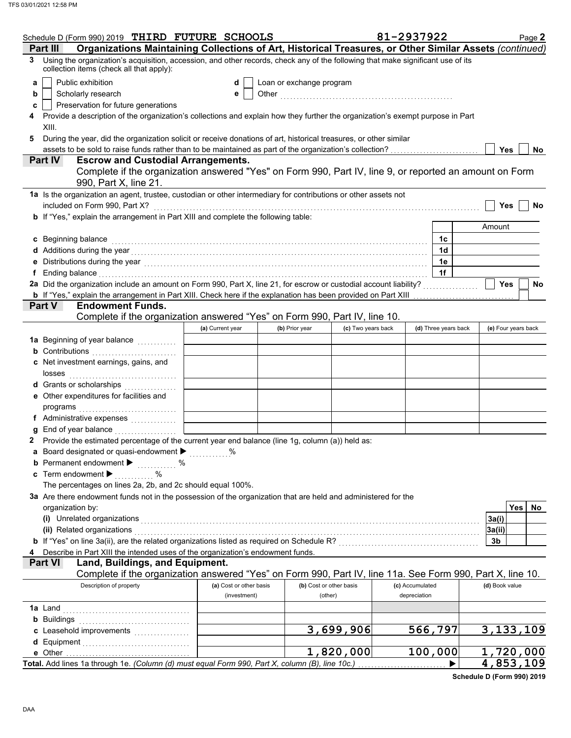Schedule D (Form 990) 2019 THIRD FUTURE SCHOOLS 81-2937922 Page **2**

## Part III Organizations Maintaining Collections of Art, Historical Treasures, or Other Similar Assets *(continued)*

**3** Using the organization's acquisition, accession, and other records, check any of the following that make significant use of its collection items (check all that apply):

- **a** ☐ Public exhibition
- **b** ☐ Scholarly research
- **c** ☐ Preservation for future generations
- **d** ☐ Loan or exchange program
- **e** ☐ Other

**4** Provide a description of the organization's collections and explain how they further the organization's exempt purpose in Part XIII.

**5** During the year, did the organization solicit or receive donations of art, historical treasures, or other similar assets to be sold to raise funds rather than to be maintained as part of the organization's collection? ☐ Yes ☐ No

## Part IV Escrow and Custodial Arrangements.

Complete if the organization answered "Yes" on Form 990, Part IV, line 9, or reported an amount on Form 990, Part X, line 21.

**1a** Is the organization an agent, trustee, custodian or other intermediary for contributions or other assets not included on Form 990, Part X? ☐ Yes ☐ No

**b** If "Yes," explain the arrangement in Part XIII and complete the following table:

| | | Amount |
|---|---|---|
| **c** Beginning balance | 1c | |
| **d** Additions during the year | 1d | |
| **e** Distributions during the year | 1e | |
| **f** Ending balance | 1f | |

**2a** Did the organization include an amount on Form 990, Part X, line 21, for escrow or custodial account liability? ☐ Yes ☐ No

**b** If "Yes," explain the arrangement in Part XIII. Check here if the explanation has been provided on Part XIII ☐

## Part V Endowment Funds.

Complete if the organization answered "Yes" on Form 990, Part IV, line 10.

| | (a) Current year | (b) Prior year | (c) Two years back | (d) Three years back | (e) Four years back |
|---|---|---|---|---|---|
| **1a** Beginning of year balance | | | | | |
| **b** Contributions | | | | | |
| **c** Net investment earnings, gains, and losses | | | | | |
| **d** Grants or scholarships | | | | | |
| **e** Other expenditures for facilities and programs | | | | | |
| **f** Administrative expenses | | | | | |
| **g** End of year balance | | | | | |

**2** Provide the estimated percentage of the current year end balance (line 1g, column (a)) held as:

- **a** Board designated or quasi-endowment ▶ ........ %
- **b** Permanent endowment ▶ ........ %
- **c** Term endowment ▶ ........ %

The percentages on lines 2a, 2b, and 2c should equal 100%.

**3a** Are there endowment funds not in the possession of the organization that are held and administered for the organization by:

| | | Yes | No |
|---|---|---|---|
| **(i)** Unrelated organizations | 3a(i) | | |
| **(ii)** Related organizations | 3a(ii) | | |
| **b** If "Yes" on line 3a(ii), are the related organizations listed as required on Schedule R? | 3b | | |

**4** Describe in Part XIII the intended uses of the organization's endowment funds.

## Part VI Land, Buildings, and Equipment.

Complete if the organization answered "Yes" on Form 990, Part IV, line 11a. See Form 990, Part X, line 10.

| Description of property | (a) Cost or other basis (investment) | (b) Cost or other basis (other) | (c) Accumulated depreciation | (d) Book value |
|---|---|---|---|---|
| **1a** Land | | | | |
| **b** Buildings | | | | |
| **c** Leasehold improvements | | 3,699,906 | 566,797 | 3,133,109 |
| **d** Equipment | | | | |
| **e** Other | | 1,820,000 | 100,000 | 1,720,000 |
| **Total.** Add lines 1a through 1e. *(Column (d) must equal Form 990, Part X, column (B), line 10c.)* ▶ | | | | 4,853,109 |

**Schedule D (Form 990) 2019**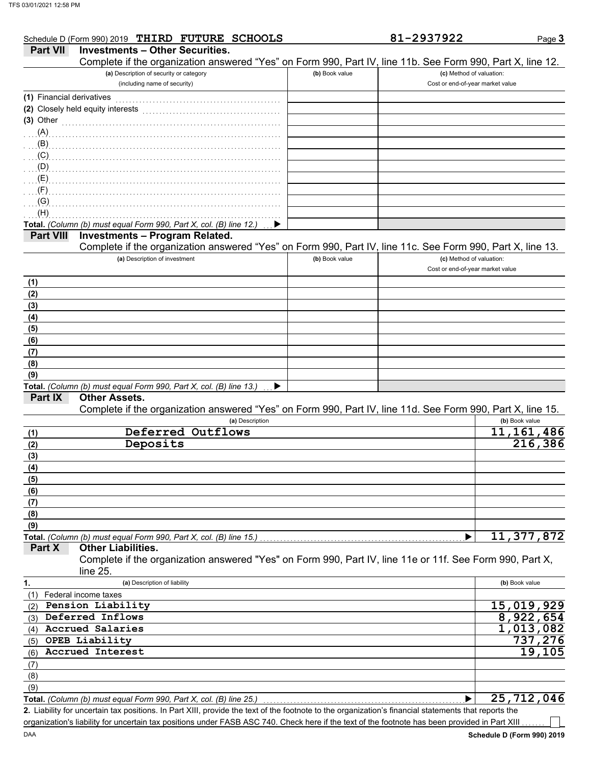Schedule D (Form 990) 2019 **THIRD FUTURE SCHOOLS** **81-2937922** Page **3**

## Part VII Investments – Other Securities.

Complete if the organization answered "Yes" on Form 990, Part IV, line 11b. See Form 990, Part X, line 12.

| (a) Description of security or category (including name of security) | (b) Book value | (c) Method of valuation: Cost or end-of-year market value |
|---|---|---|
| (1) Financial derivatives | | |
| (2) Closely held equity interests | | |
| (3) Other | | |
| (A) | | |
| (B) | | |
| (C) | | |
| (D) | | |
| (E) | | |
| (F) | | |
| (G) | | |
| (H) | | |
| **Total.** *(Column (b) must equal Form 990, Part X, col. (B) line 12.)* ▶ | | |

## Part VIII Investments – Program Related.

Complete if the organization answered "Yes" on Form 990, Part IV, line 11c. See Form 990, Part X, line 13.

| (a) Description of investment | (b) Book value | (c) Method of valuation: Cost or end-of-year market value |
|---|---|---|
| (1) | | |
| (2) | | |
| (3) | | |
| (4) | | |
| (5) | | |
| (6) | | |
| (7) | | |
| (8) | | |
| (9) | | |
| **Total.** *(Column (b) must equal Form 990, Part X, col. (B) line 13.)* ▶ | | |

## Part IX Other Assets.

Complete if the organization answered "Yes" on Form 990, Part IV, line 11d. See Form 990, Part X, line 15.

| | (a) Description | (b) Book value |
|---|---|---|
| (1) | Deferred Outflows | 11,161,486 |
| (2) | Deposits | 216,386 |
| (3) | | |
| (4) | | |
| (5) | | |
| (6) | | |
| (7) | | |
| (8) | | |
| (9) | | |
| **Total.** *(Column (b) must equal Form 990, Part X, col. (B) line 15.)* ▶ | | 11,377,872 |

## Part X Other Liabilities.

Complete if the organization answered "Yes" on Form 990, Part IV, line 11e or 11f. See Form 990, Part X, line 25.

| 1. | (a) Description of liability | (b) Book value |
|---|---|---|
| (1) | Federal income taxes | |
| (2) | Pension Liability | 15,019,929 |
| (3) | Deferred Inflows | 8,922,654 |
| (4) | Accrued Salaries | 1,013,082 |
| (5) | OPEB Liability | 737,276 |
| (6) | Accrued Interest | 19,105 |
| (7) | | |
| (8) | | |
| (9) | | |
| **Total.** *(Column (b) must equal Form 990, Part X, col. (B) line 25.)* ▶ | | 25,712,046 |

**2.** Liability for uncertain tax positions. In Part XIII, provide the text of the footnote to the organization's financial statements that reports the organization's liability for uncertain tax positions under FASB ASC 740. Check here if the text of the footnote has been provided in Part XIII ☐

**Schedule D (Form 990) 2019**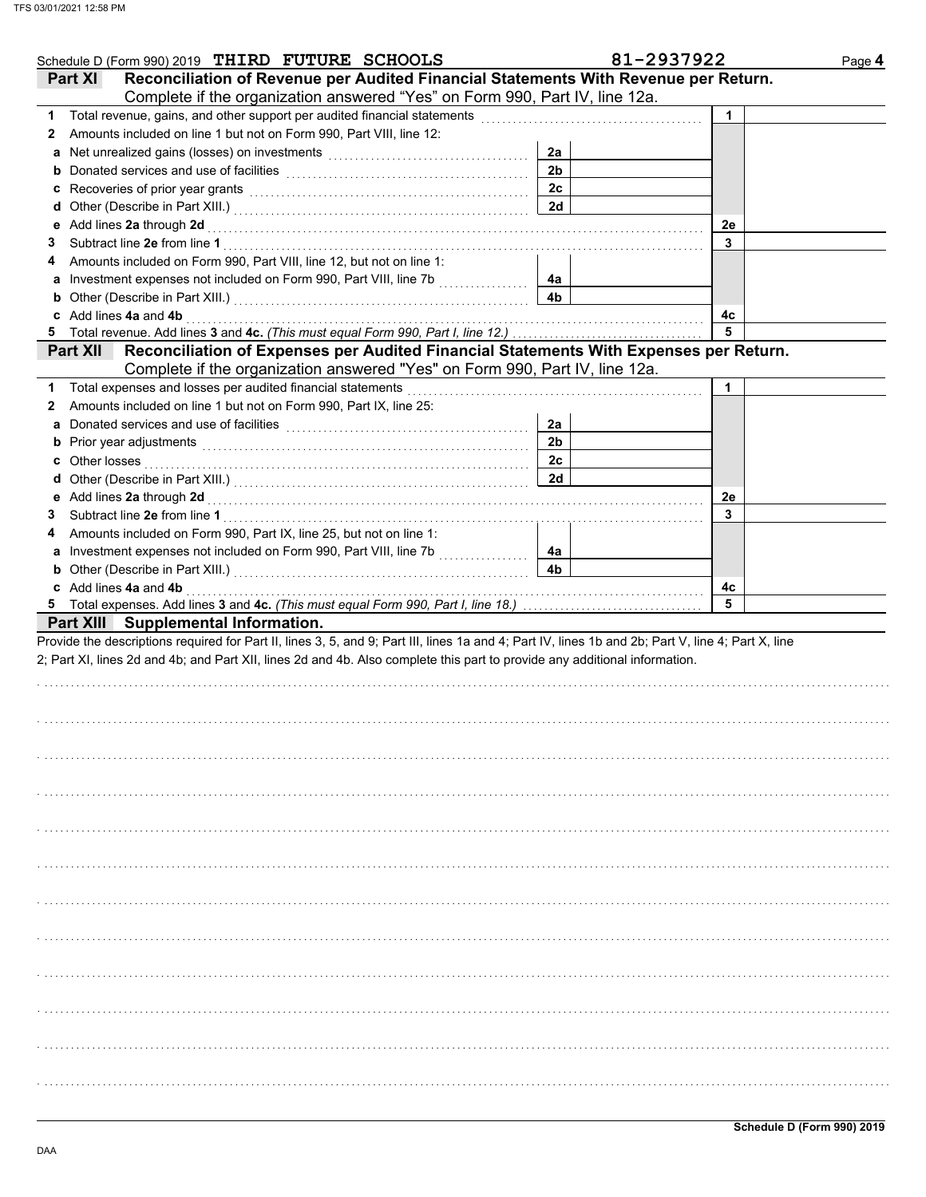Schedule D (Form 990) 2019 THIRD FUTURE SCHOOLS 81-2937922

## Part XI Reconciliation of Revenue per Audited Financial Statements With Revenue per Return.

Complete if the organization answered "Yes" on Form 990, Part IV, line 12a.

| | | | | | |
|---|---|---|---|---|---|
| **1** | Total revenue, gains, and other support per audited financial statements | | | 1 | |
| **2** | Amounts included on line 1 but not on Form 990, Part VIII, line 12: | | | | |
| **a** | Net unrealized gains (losses) on investments | 2a | | | |
| **b** | Donated services and use of facilities | 2b | | | |
| **c** | Recoveries of prior year grants | 2c | | | |
| **d** | Other (Describe in Part XIII.) | 2d | | | |
| **e** | Add lines **2a** through **2d** | | | 2e | |
| **3** | Subtract line **2e** from line **1** | | | 3 | |
| **4** | Amounts included on Form 990, Part VIII, line 12, but not on line 1: | | | | |
| **a** | Investment expenses not included on Form 990, Part VIII, line 7b | 4a | | | |
| **b** | Other (Describe in Part XIII.) | 4b | | | |
| **c** | Add lines **4a** and **4b** | | | 4c | |
| **5** | Total revenue. Add lines **3** and **4c.** *(This must equal Form 990, Part I, line 12.)* | | | 5 | |

## Part XII Reconciliation of Expenses per Audited Financial Statements With Expenses per Return.

Complete if the organization answered "Yes" on Form 990, Part IV, line 12a.

| | | | | | |
|---|---|---|---|---|---|
| **1** | Total expenses and losses per audited financial statements | | | 1 | |
| **2** | Amounts included on line 1 but not on Form 990, Part IX, line 25: | | | | |
| **a** | Donated services and use of facilities | 2a | | | |
| **b** | Prior year adjustments | 2b | | | |
| **c** | Other losses | 2c | | | |
| **d** | Other (Describe in Part XIII.) | 2d | | | |
| **e** | Add lines **2a** through **2d** | | | 2e | |
| **3** | Subtract line **2e** from line **1** | | | 3 | |
| **4** | Amounts included on Form 990, Part IX, line 25, but not on line 1: | | | | |
| **a** | Investment expenses not included on Form 990, Part VIII, line 7b | 4a | | | |
| **b** | Other (Describe in Part XIII.) | 4b | | | |
| **c** | Add lines **4a** and **4b** | | | 4c | |
| **5** | Total expenses. Add lines **3** and **4c.** *(This must equal Form 990, Part I, line 18.)* | | | 5 | |

## Part XIII Supplemental Information.

Provide the descriptions required for Part II, lines 3, 5, and 9; Part III, lines 1a and 4; Part IV, lines 1b and 2b; Part V, line 4; Part X, line 2; Part XI, lines 2d and 4b; and Part XII, lines 2d and 4b. Also complete this part to provide any additional information.

Schedule D (Form 990) 2019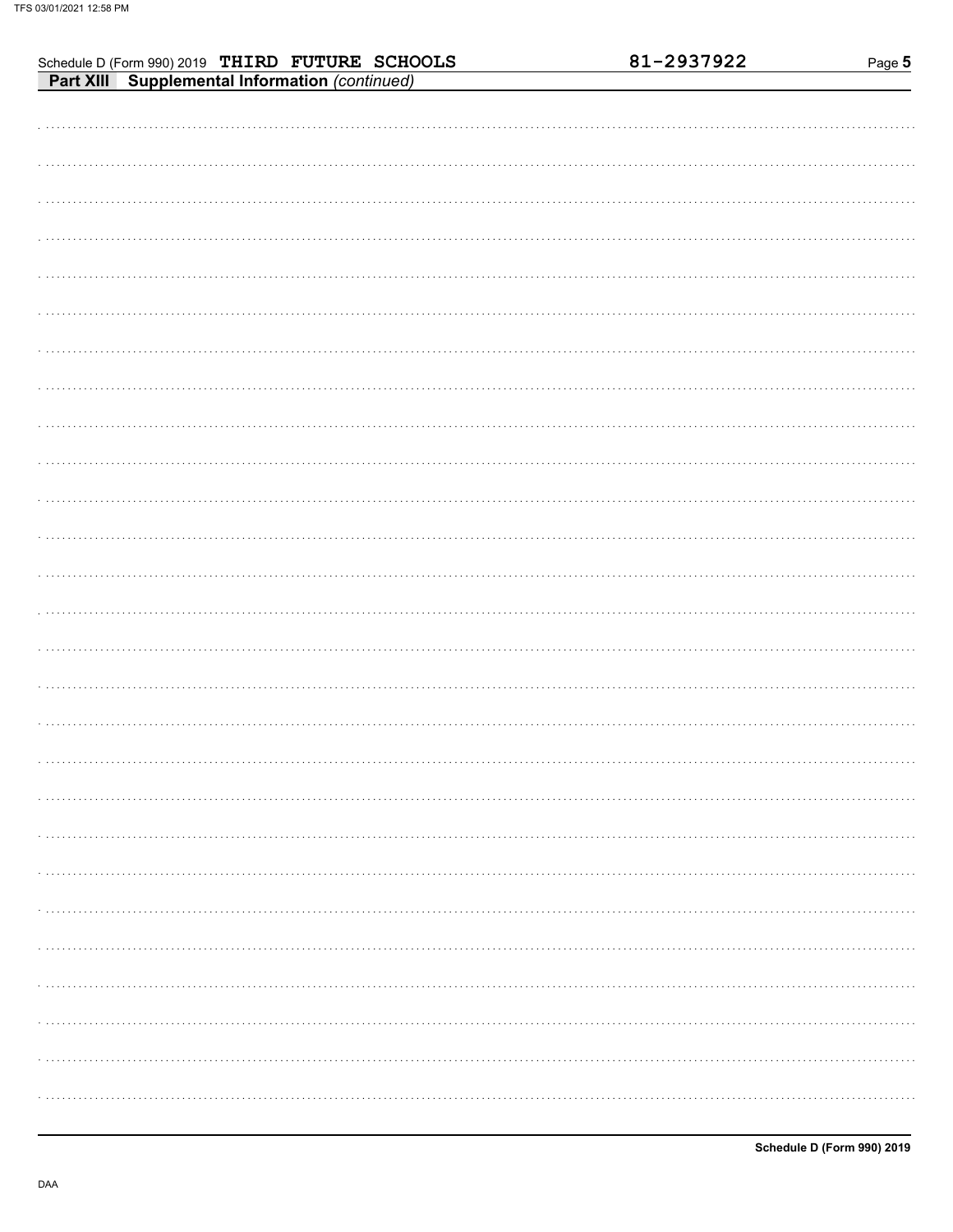Schedule D (Form 990) 2019 THIRD FUTURE SCHOOLS 81-2937922

**Part XIII Supplemental Information** *(continued)*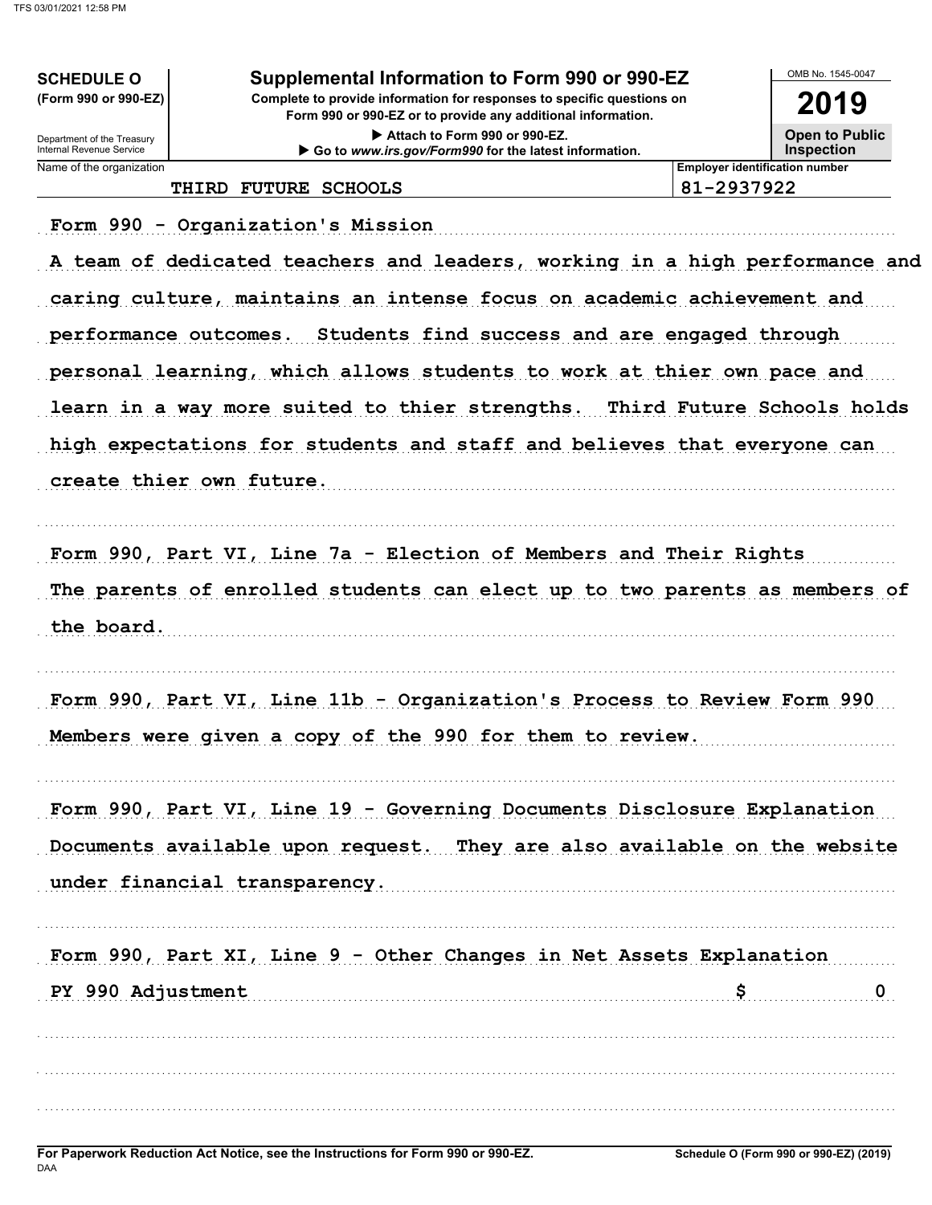# SCHEDULE O (Form 990 or 990-EZ)

Department of the Treasury
Internal Revenue Service

## Supplemental Information to Form 990 or 990-EZ

**Complete to provide information for responses to specific questions on Form 990 or 990-EZ or to provide any additional information.**

▶ Attach to Form 990 or 990-EZ.

▶ Go to *www.irs.gov/Form990* for the latest information.

OMB No. 1545-0047

**2019**

**Open to Public Inspection**

| Name of the organization | Employer identification number |
|---|---|
| THIRD FUTURE SCHOOLS | 81-2937922 |

Form 990 - Organization's Mission

A team of dedicated teachers and leaders, working in a high performance and caring culture, maintains an intense focus on academic achievement and performance outcomes. Students find success and are engaged through personal learning, which allows students to work at thier own pace and learn in a way more suited to thier strengths. Third Future Schools holds high expectations for students and staff and believes that everyone can create thier own future.

Form 990, Part VI, Line 7a - Election of Members and Their Rights

The parents of enrolled students can elect up to two parents as members of the board.

Form 990, Part VI, Line 11b - Organization's Process to Review Form 990

Members were given a copy of the 990 for them to review.

Form 990, Part VI, Line 19 - Governing Documents Disclosure Explanation

Documents available upon request. They are also available on the website under financial transparency.

Form 990, Part XI, Line 9 - Other Changes in Net Assets Explanation

PY 990 Adjustment $ 0

For Paperwork Reduction Act Notice, see the Instructions for Form 990 or 990-EZ.

Schedule O (Form 990 or 990-EZ) (2019)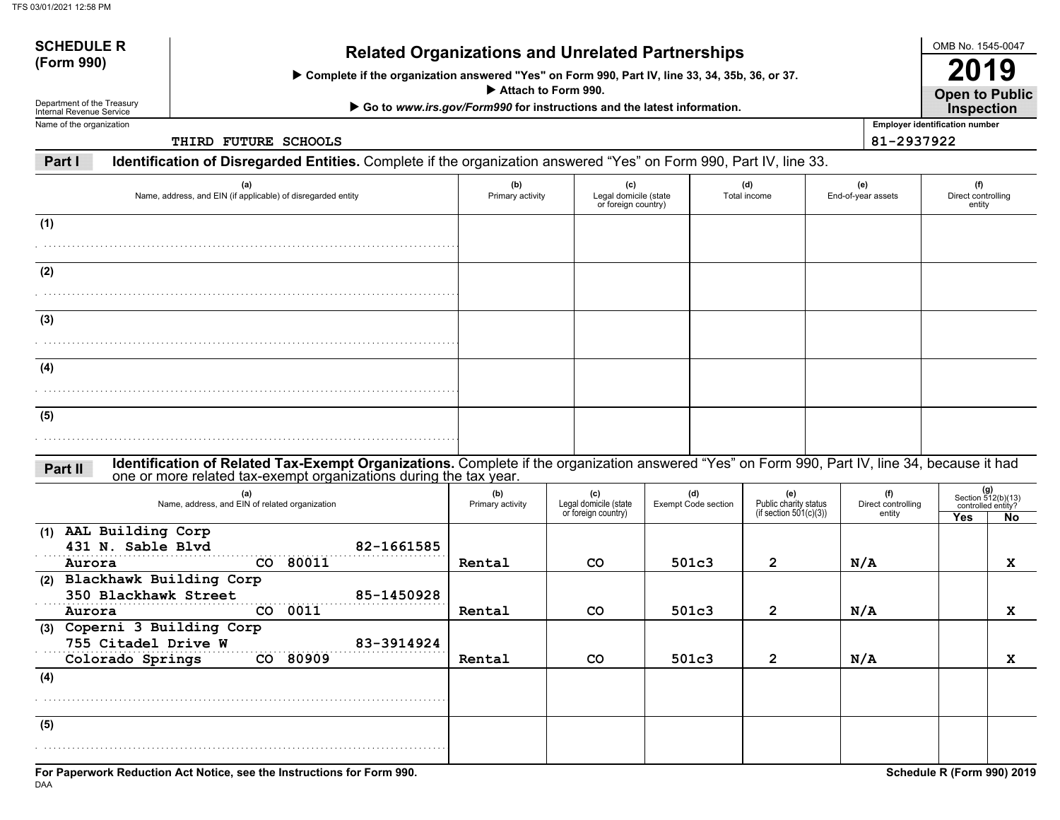**SCHEDULE R (Form 990)**

Department of the Treasury
Internal Revenue Service

# Related Organizations and Unrelated Partnerships

▶ Complete if the organization answered "Yes" on Form 990, Part IV, line 33, 34, 35b, 36, or 37.
▶ Attach to Form 990.
▶ Go to *www.irs.gov/Form990* for instructions and the latest information.

OMB No. 1545-0047

**2019**

**Open to Public Inspection**

Name of the organization: THIRD FUTURE SCHOOLS

Employer identification number: 81-2937922

## Part I — Identification of Disregarded Entities.

Complete if the organization answered "Yes" on Form 990, Part IV, line 33.

| | (a) Name, address, and EIN (if applicable) of disregarded entity | (b) Primary activity | (c) Legal domicile (state or foreign country) | (d) Total income | (e) End-of-year assets | (f) Direct controlling entity |
|---|---|---|---|---|---|---|
| (1) | | | | | | |
| (2) | | | | | | |
| (3) | | | | | | |
| (4) | | | | | | |
| (5) | | | | | | |

## Part II — Identification of Related Tax-Exempt Organizations.

Complete if the organization answered "Yes" on Form 990, Part IV, line 34, because it had one or more related tax-exempt organizations during the tax year.

| | (a) Name, address, and EIN of related organization | (b) Primary activity | (c) Legal domicile (state or foreign country) | (d) Exempt Code section | (e) Public charity status (if section 501(c)(3)) | (f) Direct controlling entity | (g) Section 512(b)(13) controlled entity? Yes | No |
|---|---|---|---|---|---|---|---|---|
| (1) | AAL Building Corp, 431 N. Sable Blvd, Aurora CO 80011, 82-1661585 | Rental | CO | 501c3 | 2 | N/A | | X |
| (2) | Blackhawk Building Corp, 350 Blackhawk Street, Aurora CO 0011, 85-1450928 | Rental | CO | 501c3 | 2 | N/A | | X |
| (3) | Coperni 3 Building Corp, 755 Citadel Drive W, Colorado Springs CO 80909, 83-3914924 | Rental | CO | 501c3 | 2 | N/A | | X |
| (4) | | | | | | | | |
| (5) | | | | | | | | |

**For Paperwork Reduction Act Notice, see the Instructions for Form 990.**

**Schedule R (Form 990) 2019**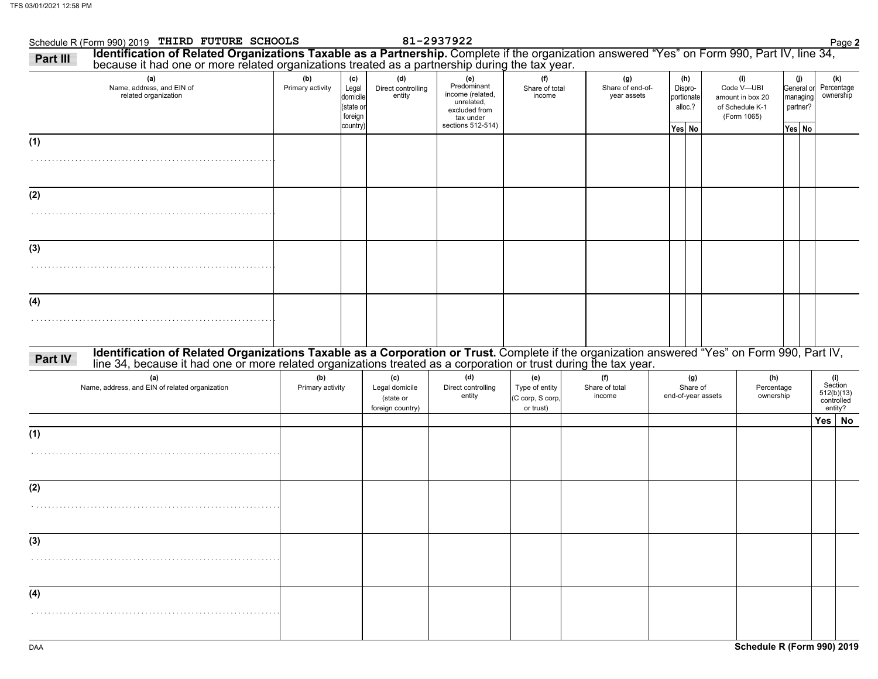Schedule R (Form 990) 2019 THIRD FUTURE SCHOOLS 81-2937922 Page 2

## Part III Identification of Related Organizations Taxable as a Partnership.

Complete if the organization answered "Yes" on Form 990, Part IV, line 34, because it had one or more related organizations treated as a partnership during the tax year.

| (a) Name, address, and EIN of related organization | (b) Primary activity | (c) Legal domicile (state or foreign country) | (d) Direct controlling entity | (e) Predominant income (related, unrelated, excluded from tax under sections 512-514) | (f) Share of total income | (g) Share of end-of-year assets | (h) Dispro-portionate alloc.? | | (i) Code V—UBI amount in box 20 of Schedule K-1 (Form 1065) | (j) General or managing partner? | | (k) Percentage ownership |
|---|---|---|---|---|---|---|---|---|---|---|---|---|
| | | | | | | | Yes | No | | Yes | No | |
| (1) | | | | | | | | | | | | |
| (2) | | | | | | | | | | | | |
| (3) | | | | | | | | | | | | |
| (4) | | | | | | | | | | | | |

## Part IV Identification of Related Organizations Taxable as a Corporation or Trust.

Complete if the organization answered "Yes" on Form 990, Part IV, line 34, because it had one or more related organizations treated as a corporation or trust during the tax year.

| (a) Name, address, and EIN of related organization | (b) Primary activity | (c) Legal domicile (state or foreign country) | (d) Direct controlling entity | (e) Type of entity (C corp, S corp, or trust) | (f) Share of total income | (g) Share of end-of-year assets | (h) Percentage ownership | (i) Section 512(b)(13) controlled entity? | |
|---|---|---|---|---|---|---|---|---|---|
| | | | | | | | | Yes | No |
| (1) | | | | | | | | | |
| (2) | | | | | | | | | |
| (3) | | | | | | | | | |
| (4) | | | | | | | | | |

Schedule R (Form 990) 2019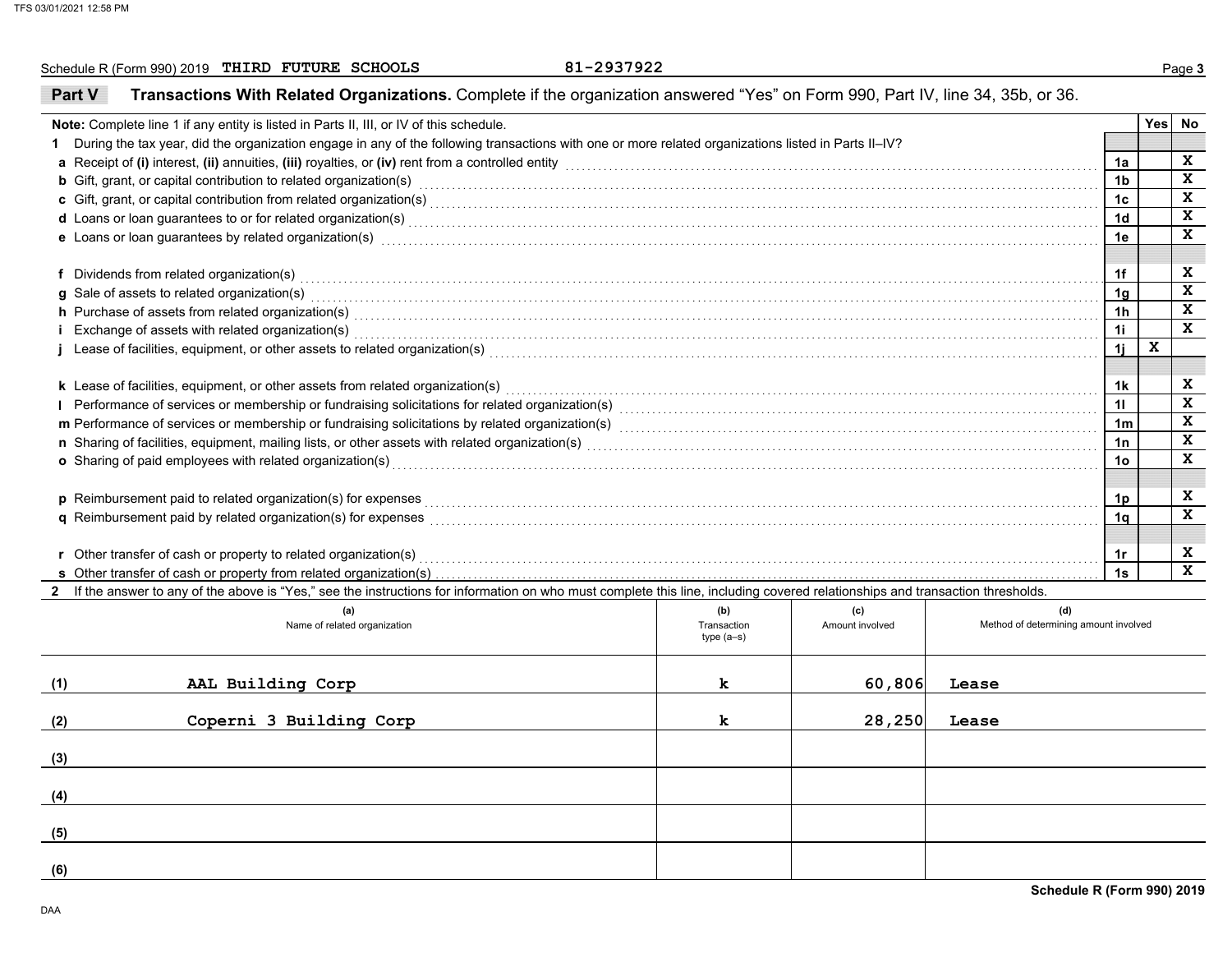Schedule R (Form 990) 2019 THIRD FUTURE SCHOOLS 81-2937922

## Part V Transactions With Related Organizations. Complete if the organization answered "Yes" on Form 990, Part IV, line 34, 35b, or 36.

| **Note:** Complete line 1 if any entity is listed in Parts II, III, or IV of this schedule. | | Yes | No |
|---|---|---|---|
| **1** During the tax year, did the organization engage in any of the following transactions with one or more related organizations listed in Parts II–IV? | | | |
| **a** Receipt of **(i)** interest, **(ii)** annuities, **(iii)** royalties, or **(iv)** rent from a controlled entity | 1a | | X |
| **b** Gift, grant, or capital contribution to related organization(s) | 1b | | X |
| **c** Gift, grant, or capital contribution from related organization(s) | 1c | | X |
| **d** Loans or loan guarantees to or for related organization(s) | 1d | | X |
| **e** Loans or loan guarantees by related organization(s) | 1e | | X |
| **f** Dividends from related organization(s) | 1f | | X |
| **g** Sale of assets to related organization(s) | 1g | | X |
| **h** Purchase of assets from related organization(s) | 1h | | X |
| **i** Exchange of assets with related organization(s) | 1i | | X |
| **j** Lease of facilities, equipment, or other assets to related organization(s) | 1j | X | |
| **k** Lease of facilities, equipment, or other assets from related organization(s) | 1k | | X |
| **l** Performance of services or membership or fundraising solicitations for related organization(s) | 1l | | X |
| **m** Performance of services or membership or fundraising solicitations by related organization(s) | 1m | | X |
| **n** Sharing of facilities, equipment, mailing lists, or other assets with related organization(s) | 1n | | X |
| **o** Sharing of paid employees with related organization(s) | 1o | | X |
| **p** Reimbursement paid to related organization(s) for expenses | 1p | | X |
| **q** Reimbursement paid by related organization(s) for expenses | 1q | | X |
| **r** Other transfer of cash or property to related organization(s) | 1r | | X |
| **s** Other transfer of cash or property from related organization(s) | 1s | | X |

**2** If the answer to any of the above is "Yes," see the instructions for information on who must complete this line, including covered relationships and transaction thresholds.

| | (a) Name of related organization | (b) Transaction type (a–s) | (c) Amount involved | (d) Method of determining amount involved |
|---|---|---|---|---|
| (1) | AAL Building Corp | k | 60,806 | Lease |
| (2) | Coperni 3 Building Corp | k | 28,250 | Lease |
| (3) | | | | |
| (4) | | | | |
| (5) | | | | |
| (6) | | | | |

Schedule R (Form 990) 2019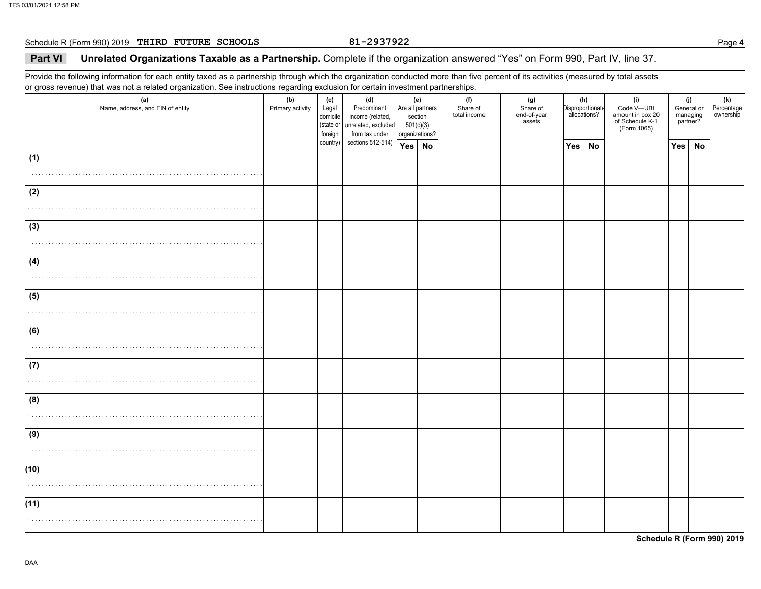Schedule R (Form 990) 2019 **THIRD FUTURE SCHOOLS** 81-2937922

**Part VI Unrelated Organizations Taxable as a Partnership.** Complete if the organization answered "Yes" on Form 990, Part IV, line 37.

Provide the following information for each entity taxed as a partnership through which the organization conducted more than five percent of its activities (measured by total assets or gross revenue) that was not a related organization. See instructions regarding exclusion for certain investment partnerships.

| (a) Name, address, and EIN of entity | (b) Primary activity | (c) Legal domicile (state or foreign country) | (d) Predominant income (related, unrelated, excluded from tax under sections 512-514) | (e) Are all partners section 501(c)(3) organizations? | | (f) Share of total income | (g) Share of end-of-year assets | (h) Disproportionate allocations? | | (i) Code V—UBI amount in box 20 of Schedule K-1 (Form 1065) | (j) General or managing partner? | | (k) Percentage ownership |
|---|---|---|---|---|---|---|---|---|---|---|---|---|---|
| | | | | Yes | No | | | Yes | No | | Yes | No | |
| (1) | | | | | | | | | | | | | |
| (2) | | | | | | | | | | | | | |
| (3) | | | | | | | | | | | | | |
| (4) | | | | | | | | | | | | | |
| (5) | | | | | | | | | | | | | |
| (6) | | | | | | | | | | | | | |
| (7) | | | | | | | | | | | | | |
| (8) | | | | | | | | | | | | | |
| (9) | | | | | | | | | | | | | |
| (10) | | | | | | | | | | | | | |
| (11) | | | | | | | | | | | | | |

**Schedule R (Form 990) 2019**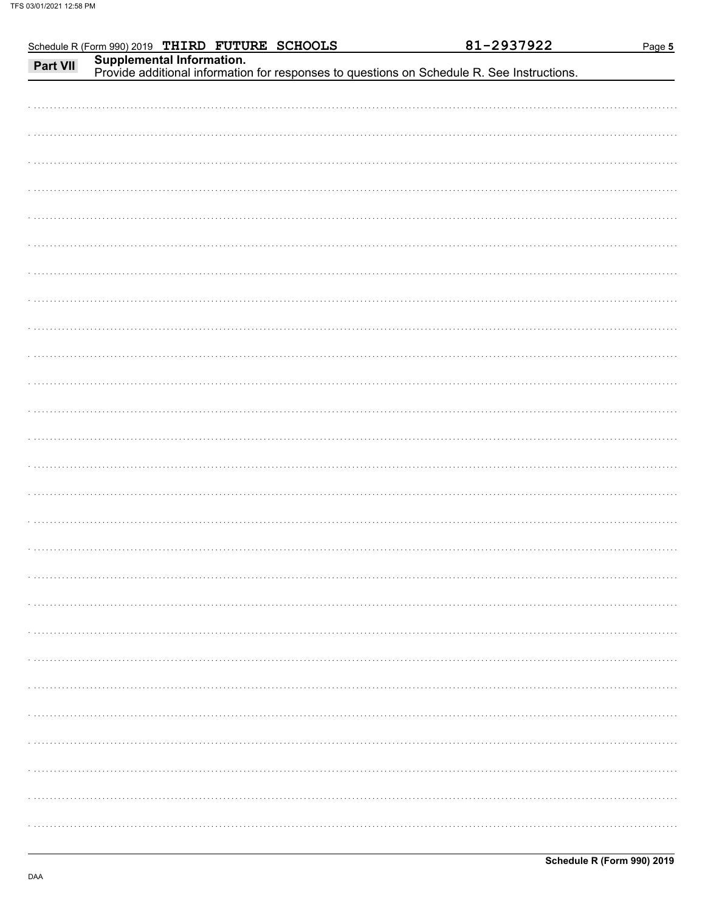Schedule R (Form 990) 2019 THIRD FUTURE SCHOOLS 81-2937922

**Part VII** **Supplemental Information.**
Provide additional information for responses to questions on Schedule R. See Instructions.

**Schedule R (Form 990) 2019**

DAA